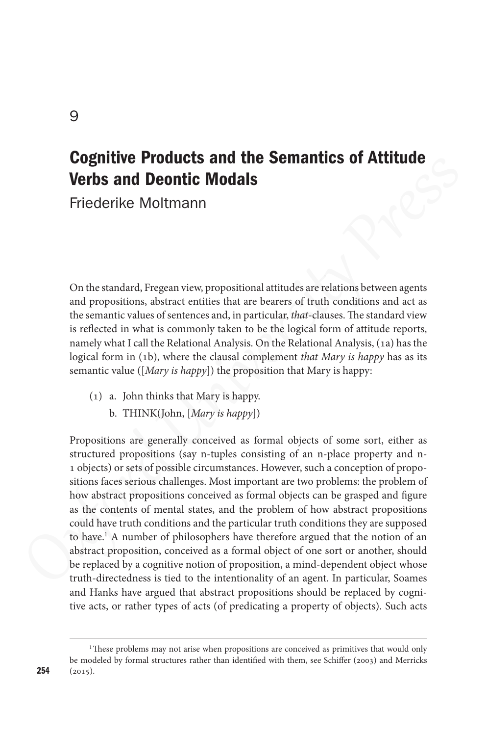9

# Cognitive Products and the Semantics of Attitude Verbs and Deontic Modals

Friederike Moltmann

On the standard, Fregean view, propositional attitudes are relations between agents and propositions, abstract entities that are bearers of truth conditions and act as the semantic values of sentences and, in particular, *that*-clauses. The standard view is reflected in what is commonly taken to be the logical form of attitude reports, namely what I call the Relational Analysis. On the Relational Analysis, (1a) has the logical form in (1b), where the clausal complement *that Mary is happy* has as its semantic value ([*Mary is happy*]) the proposition that Mary is happy:

(1) a. John thinks that Mary is happy.
  b. THINK(John, [*Mary is happy*])

Propositions are generally conceived as formal objects of some sort, either as structured propositions (say n-tuples consisting of an n-place property and n-1 objects) or sets of possible circumstances. However, such a conception of propositions faces serious challenges. Most important are two problems: the problem of how abstract propositions conceived as formal objects can be grasped and figure as the contents of mental states, and the problem of how abstract propositions could have truth conditions and the particular truth conditions they are supposed to have.[1] A number of philosophers have therefore argued that the notion of an abstract proposition, conceived as a formal object of one sort or another, should be replaced by a cognitive notion of proposition, a mind-dependent object whose truth-directedness is tied to the intentionality of an agent. In particular, Soames and Hanks have argued that abstract propositions should be replaced by cognitive acts, or rather types of acts (of predicating a property of objects). Such acts

[1] These problems may not arise when propositions are conceived as primitives that would only be modeled by formal structures rather than identified with them, see Schiffer (2003) and Merricks (2015).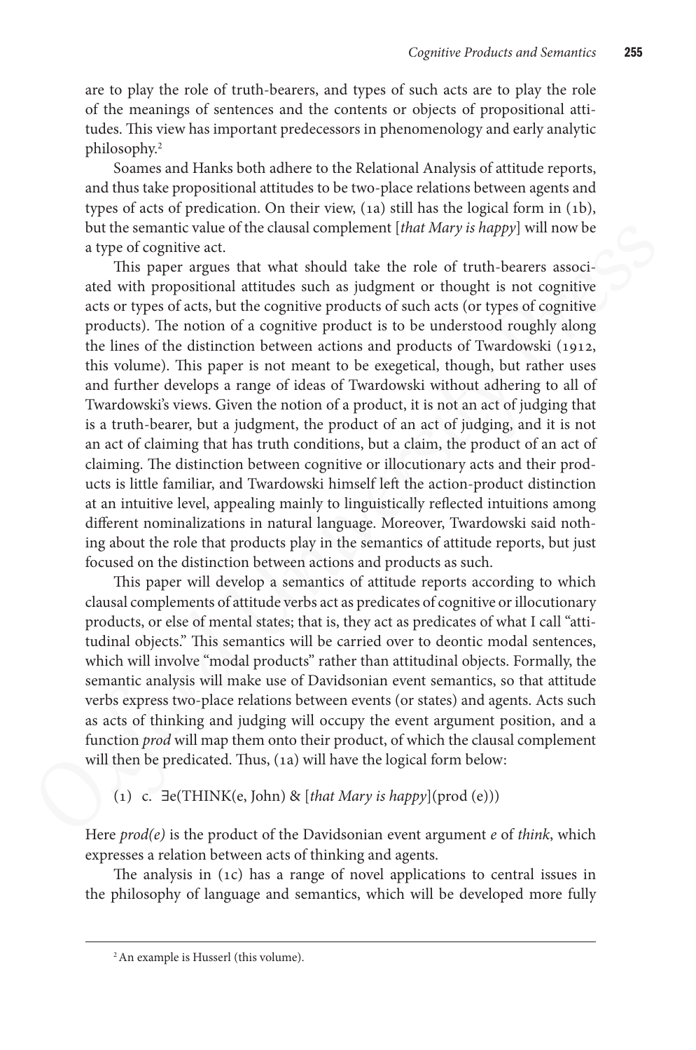are to play the role of truth-bearers, and types of such acts are to play the role of the meanings of sentences and the contents or objects of propositional attitudes. This view has important predecessors in phenomenology and early analytic philosophy.[2]

Soames and Hanks both adhere to the Relational Analysis of attitude reports, and thus take propositional attitudes to be two-place relations between agents and types of acts of predication. On their view, (1a) still has the logical form in (1b), but the semantic value of the clausal complement [*that Mary is happy*] will now be a type of cognitive act.

This paper argues that what should take the role of truth-bearers associated with propositional attitudes such as judgment or thought is not cognitive acts or types of acts, but the cognitive products of such acts (or types of cognitive products). The notion of a cognitive product is to be understood roughly along the lines of the distinction between actions and products of Twardowski (1912, this volume). This paper is not meant to be exegetical, though, but rather uses and further develops a range of ideas of Twardowski without adhering to all of Twardowski's views. Given the notion of a product, it is not an act of judging that is a truth-bearer, but a judgment, the product of an act of judging, and it is not an act of claiming that has truth conditions, but a claim, the product of an act of claiming. The distinction between cognitive or illocutionary acts and their products is little familiar, and Twardowski himself left the action-product distinction at an intuitive level, appealing mainly to linguistically reflected intuitions among different nominalizations in natural language. Moreover, Twardowski said nothing about the role that products play in the semantics of attitude reports, but just focused on the distinction between actions and products as such.

This paper will develop a semantics of attitude reports according to which clausal complements of attitude verbs act as predicates of cognitive or illocutionary products, or else of mental states; that is, they act as predicates of what I call "attitudinal objects." This semantics will be carried over to deontic modal sentences, which will involve "modal products" rather than attitudinal objects. Formally, the semantic analysis will make use of Davidsonian event semantics, so that attitude verbs express two-place relations between events (or states) and agents. Acts such as acts of thinking and judging will occupy the event argument position, and a function *prod* will map them onto their product, of which the clausal complement will then be predicated. Thus, (1a) will have the logical form below:

(1) c. ∃e(THINK(e, John) & [*that Mary is happy*](prod (e)))

Here *prod(e)* is the product of the Davidsonian event argument *e* of *think*, which expresses a relation between acts of thinking and agents.

The analysis in (1c) has a range of novel applications to central issues in the philosophy of language and semantics, which will be developed more fully

[2] An example is Husserl (this volume).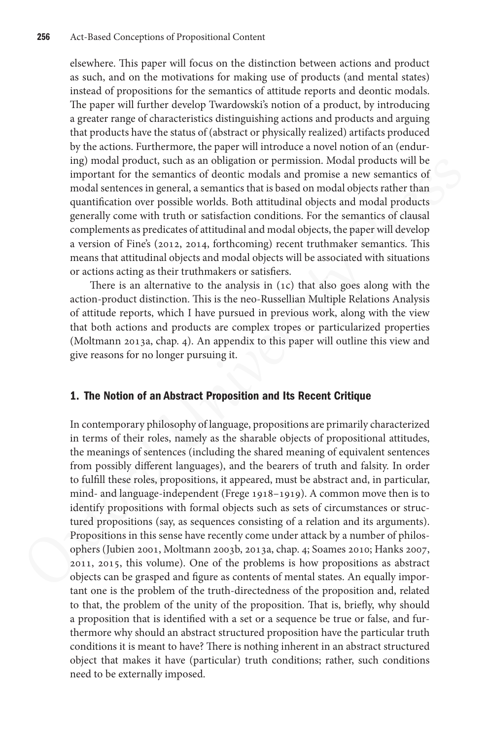elsewhere. This paper will focus on the distinction between actions and product as such, and on the motivations for making use of products (and mental states) instead of propositions for the semantics of attitude reports and deontic modals. The paper will further develop Twardowski's notion of a product, by introducing a greater range of characteristics distinguishing actions and products and arguing that products have the status of (abstract or physically realized) artifacts produced by the actions. Furthermore, the paper will introduce a novel notion of an (enduring) modal product, such as an obligation or permission. Modal products will be important for the semantics of deontic modals and promise a new semantics of modal sentences in general, a semantics that is based on modal objects rather than quantification over possible worlds. Both attitudinal objects and modal products generally come with truth or satisfaction conditions. For the semantics of clausal complements as predicates of attitudinal and modal objects, the paper will develop a version of Fine's (2012, 2014, forthcoming) recent truthmaker semantics. This means that attitudinal objects and modal objects will be associated with situations or actions acting as their truthmakers or satisfiers.

There is an alternative to the analysis in (1c) that also goes along with the action-product distinction. This is the neo-Russellian Multiple Relations Analysis of attitude reports, which I have pursued in previous work, along with the view that both actions and products are complex tropes or particularized properties (Moltmann 2013a, chap. 4). An appendix to this paper will outline this view and give reasons for no longer pursuing it.

## 1. The Notion of an Abstract Proposition and Its Recent Critique

In contemporary philosophy of language, propositions are primarily characterized in terms of their roles, namely as the sharable objects of propositional attitudes, the meanings of sentences (including the shared meaning of equivalent sentences from possibly different languages), and the bearers of truth and falsity. In order to fulfill these roles, propositions, it appeared, must be abstract and, in particular, mind- and language-independent (Frege 1918–1919). A common move then is to identify propositions with formal objects such as sets of circumstances or structured propositions (say, as sequences consisting of a relation and its arguments). Propositions in this sense have recently come under attack by a number of philosophers (Jubien 2001, Moltmann 2003b, 2013a, chap. 4; Soames 2010; Hanks 2007, 2011, 2015, this volume). One of the problems is how propositions as abstract objects can be grasped and figure as contents of mental states. An equally important one is the problem of the truth-directedness of the proposition and, related to that, the problem of the unity of the proposition. That is, briefly, why should a proposition that is identified with a set or a sequence be true or false, and furthermore why should an abstract structured proposition have the particular truth conditions it is meant to have? There is nothing inherent in an abstract structured object that makes it have (particular) truth conditions; rather, such conditions need to be externally imposed.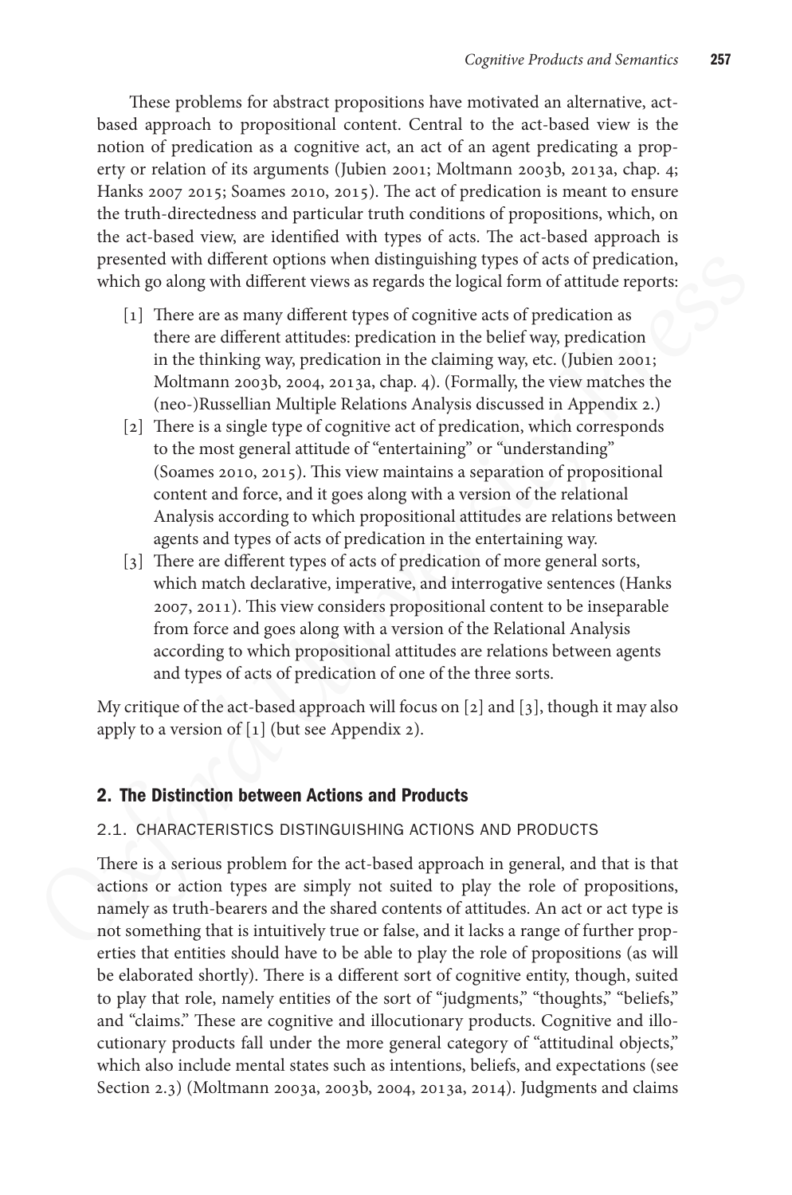These problems for abstract propositions have motivated an alternative, act-based approach to propositional content. Central to the act-based view is the notion of predication as a cognitive act, an act of an agent predicating a property or relation of its arguments (Jubien 2001; Moltmann 2003b, 2013a, chap. 4; Hanks 2007 2015; Soames 2010, 2015). The act of predication is meant to ensure the truth-directedness and particular truth conditions of propositions, which, on the act-based view, are identified with types of acts. The act-based approach is presented with different options when distinguishing types of acts of predication, which go along with different views as regards the logical form of attitude reports:

[1] There are as many different types of cognitive acts of predication as there are different attitudes: predication in the belief way, predication in the thinking way, predication in the claiming way, etc. (Jubien 2001; Moltmann 2003b, 2004, 2013a, chap. 4). (Formally, the view matches the (neo-)Russellian Multiple Relations Analysis discussed in Appendix 2.)

[2] There is a single type of cognitive act of predication, which corresponds to the most general attitude of "entertaining" or "understanding" (Soames 2010, 2015). This view maintains a separation of propositional content and force, and it goes along with a version of the relational Analysis according to which propositional attitudes are relations between agents and types of acts of predication in the entertaining way.

[3] There are different types of acts of predication of more general sorts, which match declarative, imperative, and interrogative sentences (Hanks 2007, 2011). This view considers propositional content to be inseparable from force and goes along with a version of the Relational Analysis according to which propositional attitudes are relations between agents and types of acts of predication of one of the three sorts.

My critique of the act-based approach will focus on [2] and [3], though it may also apply to a version of [1] (but see Appendix 2).

## 2. The Distinction between Actions and Products

### 2.1. CHARACTERISTICS DISTINGUISHING ACTIONS AND PRODUCTS

There is a serious problem for the act-based approach in general, and that is that actions or action types are simply not suited to play the role of propositions, namely as truth-bearers and the shared contents of attitudes. An act or act type is not something that is intuitively true or false, and it lacks a range of further properties that entities should have to be able to play the role of propositions (as will be elaborated shortly). There is a different sort of cognitive entity, though, suited to play that role, namely entities of the sort of "judgments," "thoughts," "beliefs," and "claims." These are cognitive and illocutionary products. Cognitive and illocutionary products fall under the more general category of "attitudinal objects," which also include mental states such as intentions, beliefs, and expectations (see Section 2.3) (Moltmann 2003a, 2003b, 2004, 2013a, 2014). Judgments and claims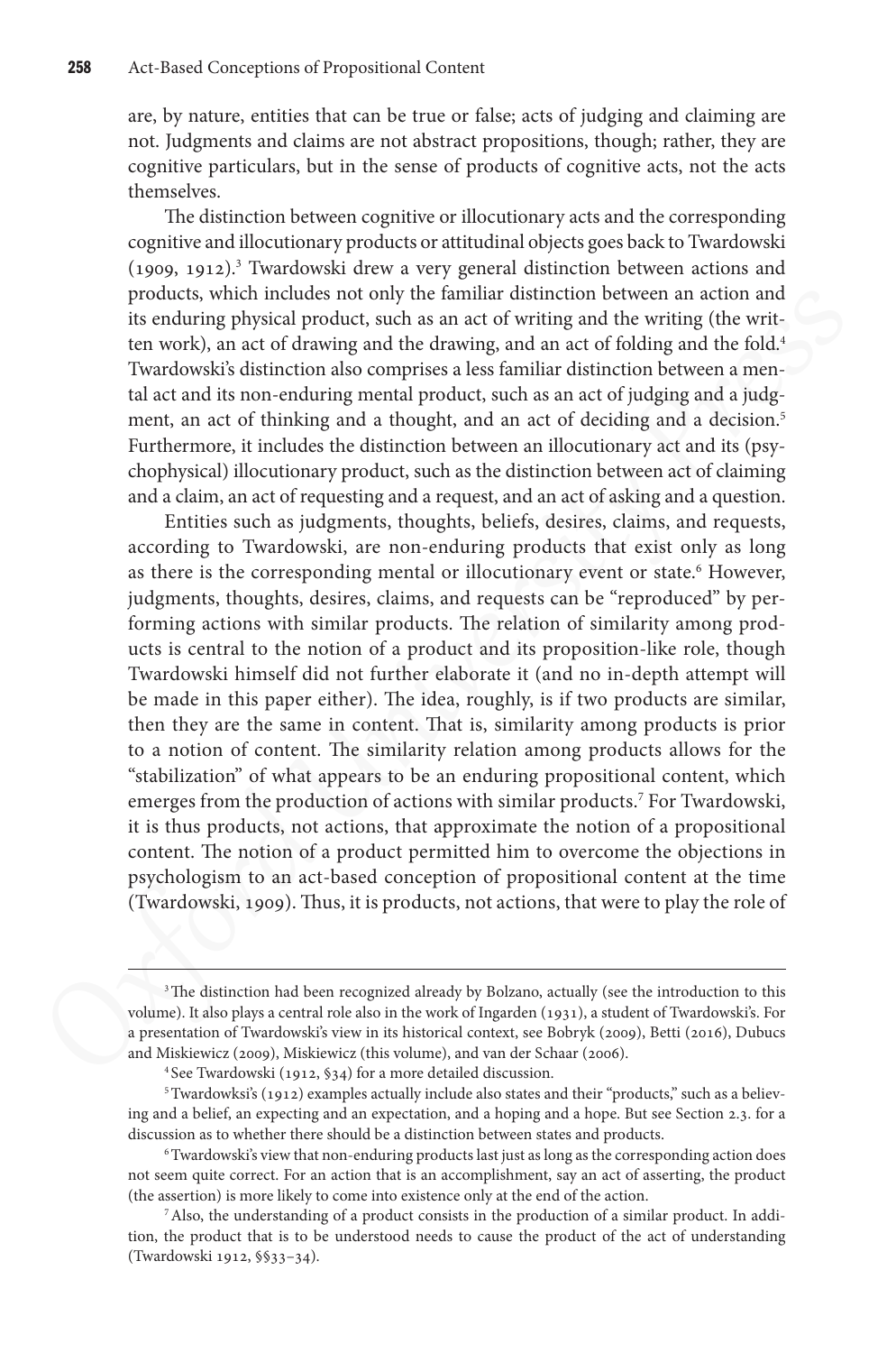are, by nature, entities that can be true or false; acts of judging and claiming are not. Judgments and claims are not abstract propositions, though; rather, they are cognitive particulars, but in the sense of products of cognitive acts, not the acts themselves.

The distinction between cognitive or illocutionary acts and the corresponding cognitive and illocutionary products or attitudinal objects goes back to Twardowski (1909, 1912).[3] Twardowski drew a very general distinction between actions and products, which includes not only the familiar distinction between an action and its enduring physical product, such as an act of writing and the writing (the written work), an act of drawing and the drawing, and an act of folding and the fold.[4] Twardowski's distinction also comprises a less familiar distinction between a mental act and its non-enduring mental product, such as an act of judging and a judgment, an act of thinking and a thought, and an act of deciding and a decision.[5] Furthermore, it includes the distinction between an illocutionary act and its (psychophysical) illocutionary product, such as the distinction between act of claiming and a claim, an act of requesting and a request, and an act of asking and a question.

Entities such as judgments, thoughts, beliefs, desires, claims, and requests, according to Twardowski, are non-enduring products that exist only as long as there is the corresponding mental or illocutionary event or state.[6] However, judgments, thoughts, desires, claims, and requests can be "reproduced" by performing actions with similar products. The relation of similarity among products is central to the notion of a product and its proposition-like role, though Twardowski himself did not further elaborate it (and no in-depth attempt will be made in this paper either). The idea, roughly, is if two products are similar, then they are the same in content. That is, similarity among products is prior to a notion of content. The similarity relation among products allows for the "stabilization" of what appears to be an enduring propositional content, which emerges from the production of actions with similar products.[7] For Twardowski, it is thus products, not actions, that approximate the notion of a propositional content. The notion of a product permitted him to overcome the objections in psychologism to an act-based conception of propositional content at the time (Twardowski, 1909). Thus, it is products, not actions, that were to play the role of

---

[3] The distinction had been recognized already by Bolzano, actually (see the introduction to this volume). It also plays a central role also in the work of Ingarden (1931), a student of Twardowski's. For a presentation of Twardowski's view in its historical context, see Bobryk (2009), Betti (2016), Dubucs and Miskiewicz (2009), Miskiewicz (this volume), and van der Schaar (2006).

[4] See Twardowski (1912, §34) for a more detailed discussion.

[5] Twardowksi's (1912) examples actually include also states and their "products," such as a believing and a belief, an expecting and an expectation, and a hoping and a hope. But see Section 2.3. for a discussion as to whether there should be a distinction between states and products.

[6] Twardowski's view that non-enduring products last just as long as the corresponding action does not seem quite correct. For an action that is an accomplishment, say an act of asserting, the product (the assertion) is more likely to come into existence only at the end of the action.

[7] Also, the understanding of a product consists in the production of a similar product. In addition, the product that is to be understood needs to cause the product of the act of understanding (Twardowski 1912, §§33–34).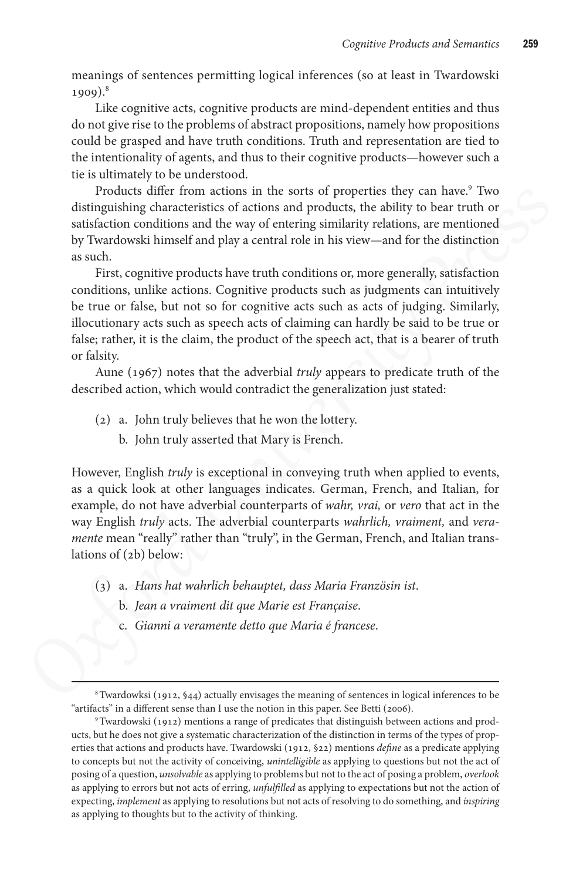meanings of sentences permitting logical inferences (so at least in Twardowski 1909).[8]

Like cognitive acts, cognitive products are mind-dependent entities and thus do not give rise to the problems of abstract propositions, namely how propositions could be grasped and have truth conditions. Truth and representation are tied to the intentionality of agents, and thus to their cognitive products—however such a tie is ultimately to be understood.

Products differ from actions in the sorts of properties they can have.[9] Two distinguishing characteristics of actions and products, the ability to bear truth or satisfaction conditions and the way of entering similarity relations, are mentioned by Twardowski himself and play a central role in his view—and for the distinction as such.

First, cognitive products have truth conditions or, more generally, satisfaction conditions, unlike actions. Cognitive products such as judgments can intuitively be true or false, but not so for cognitive acts such as acts of judging. Similarly, illocutionary acts such as speech acts of claiming can hardly be said to be true or false; rather, it is the claim, the product of the speech act, that is a bearer of truth or falsity.

Aune (1967) notes that the adverbial *truly* appears to predicate truth of the described action, which would contradict the generalization just stated:

(2) a. John truly believes that he won the lottery.
    b. John truly asserted that Mary is French.

However, English *truly* is exceptional in conveying truth when applied to events, as a quick look at other languages indicates. German, French, and Italian, for example, do not have adverbial counterparts of *wahr, vrai,* or *vero* that act in the way English *truly* acts. The adverbial counterparts *wahrlich, vraiment,* and *veramente* mean "really" rather than "truly", in the German, French, and Italian translations of (2b) below:

(3) a. *Hans hat wahrlich behauptet, dass Maria Französin ist*.
    b. *Jean a vraiment dit que Marie est Française*.
    c. *Gianni a veramente detto que Maria é francese*.

---

[8] Twardowksi (1912, §44) actually envisages the meaning of sentences in logical inferences to be "artifacts" in a different sense than I use the notion in this paper. See Betti (2006).

[9] Twardowski (1912) mentions a range of predicates that distinguish between actions and products, but he does not give a systematic characterization of the distinction in terms of the types of properties that actions and products have. Twardowski (1912, §22) mentions *define* as a predicate applying to concepts but not the activity of conceiving, *unintelligible* as applying to questions but not the act of posing of a question, *unsolvable* as applying to problems but not to the act of posing a problem, *overlook* as applying to errors but not acts of erring, *unfulfilled* as applying to expectations but not the action of expecting, *implement* as applying to resolutions but not acts of resolving to do something, and *inspiring* as applying to thoughts but to the activity of thinking.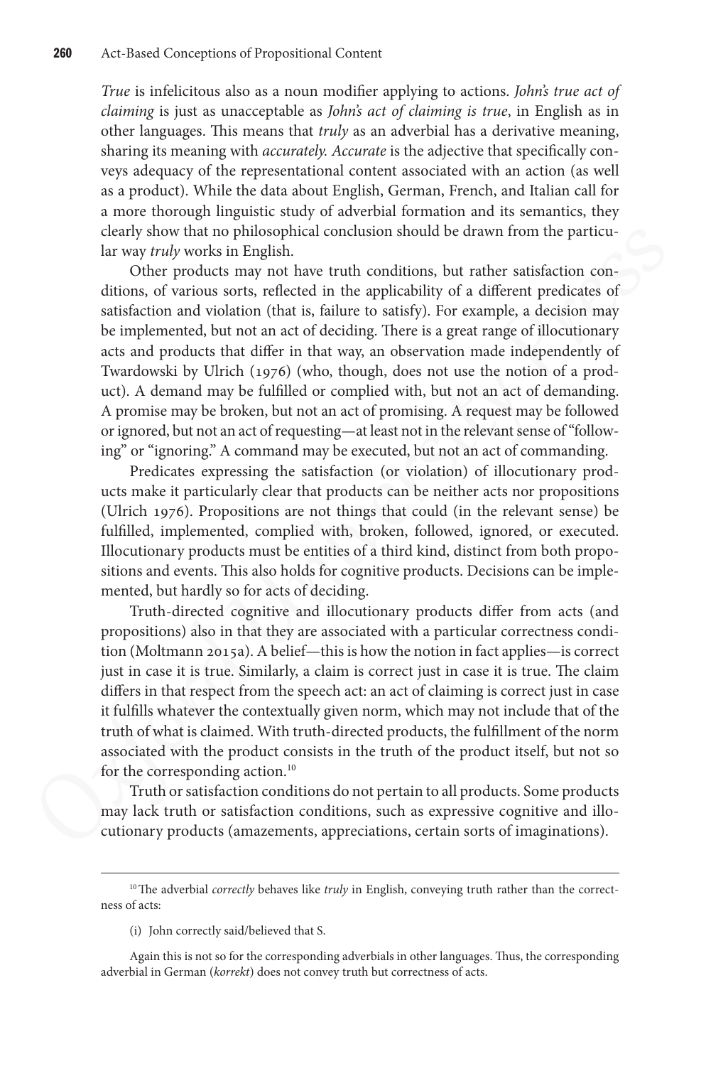*True* is infelicitous also as a noun modifier applying to actions. *John's true act of claiming* is just as unacceptable as *John's act of claiming is true*, in English as in other languages. This means that *truly* as an adverbial has a derivative meaning, sharing its meaning with *accurately*. *Accurate* is the adjective that specifically conveys adequacy of the representational content associated with an action (as well as a product). While the data about English, German, French, and Italian call for a more thorough linguistic study of adverbial formation and its semantics, they clearly show that no philosophical conclusion should be drawn from the particular way *truly* works in English.

Other products may not have truth conditions, but rather satisfaction conditions, of various sorts, reflected in the applicability of a different predicates of satisfaction and violation (that is, failure to satisfy). For example, a decision may be implemented, but not an act of deciding. There is a great range of illocutionary acts and products that differ in that way, an observation made independently of Twardowski by Ulrich (1976) (who, though, does not use the notion of a product). A demand may be fulfilled or complied with, but not an act of demanding. A promise may be broken, but not an act of promising. A request may be followed or ignored, but not an act of requesting—at least not in the relevant sense of "following" or "ignoring." A command may be executed, but not an act of commanding.

Predicates expressing the satisfaction (or violation) of illocutionary products make it particularly clear that products can be neither acts nor propositions (Ulrich 1976). Propositions are not things that could (in the relevant sense) be fulfilled, implemented, complied with, broken, followed, ignored, or executed. Illocutionary products must be entities of a third kind, distinct from both propositions and events. This also holds for cognitive products. Decisions can be implemented, but hardly so for acts of deciding.

Truth-directed cognitive and illocutionary products differ from acts (and propositions) also in that they are associated with a particular correctness condition (Moltmann 2015a). A belief—this is how the notion in fact applies—is correct just in case it is true. Similarly, a claim is correct just in case it is true. The claim differs in that respect from the speech act: an act of claiming is correct just in case it fulfills whatever the contextually given norm, which may not include that of the truth of what is claimed. With truth-directed products, the fulfillment of the norm associated with the product consists in the truth of the product itself, but not so for the corresponding action.[10]

Truth or satisfaction conditions do not pertain to all products. Some products may lack truth or satisfaction conditions, such as expressive cognitive and illocutionary products (amazements, appreciations, certain sorts of imaginations).

---

[10] The adverbial *correctly* behaves like *truly* in English, conveying truth rather than the correctness of acts:

(i) John correctly said/believed that S.

Again this is not so for the corresponding adverbials in other languages. Thus, the corresponding adverbial in German (*korrekt*) does not convey truth but correctness of acts.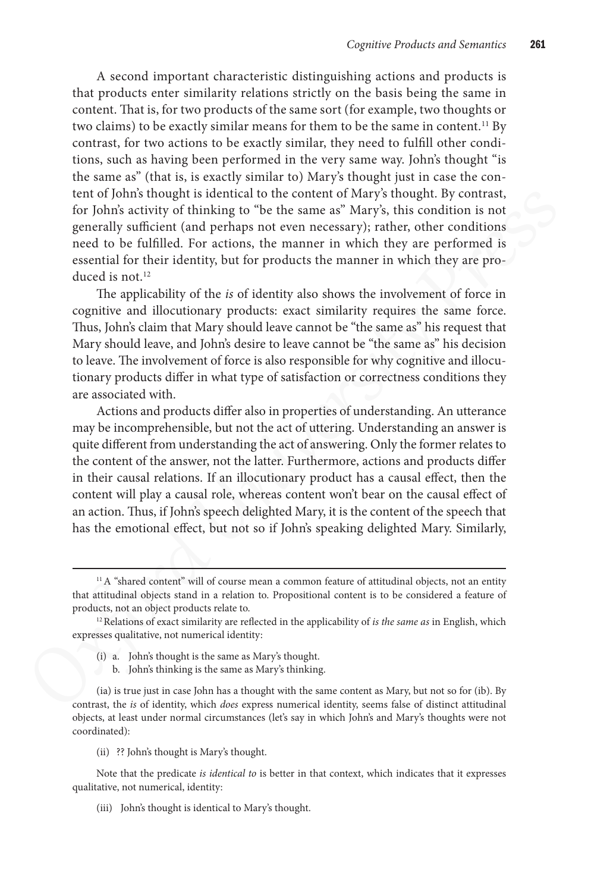A second important characteristic distinguishing actions and products is that products enter similarity relations strictly on the basis being the same in content. That is, for two products of the same sort (for example, two thoughts or two claims) to be exactly similar means for them to be the same in content.[11] By contrast, for two actions to be exactly similar, they need to fulfill other conditions, such as having been performed in the very same way. John's thought "is the same as" (that is, is exactly similar to) Mary's thought just in case the content of John's thought is identical to the content of Mary's thought. By contrast, for John's activity of thinking to "be the same as" Mary's, this condition is not generally sufficient (and perhaps not even necessary); rather, other conditions need to be fulfilled. For actions, the manner in which they are performed is essential for their identity, but for products the manner in which they are produced is not.[12]

The applicability of the *is* of identity also shows the involvement of force in cognitive and illocutionary products: exact similarity requires the same force. Thus, John's claim that Mary should leave cannot be "the same as" his request that Mary should leave, and John's desire to leave cannot be "the same as" his decision to leave. The involvement of force is also responsible for why cognitive and illocutionary products differ in what type of satisfaction or correctness conditions they are associated with.

Actions and products differ also in properties of understanding. An utterance may be incomprehensible, but not the act of uttering. Understanding an answer is quite different from understanding the act of answering. Only the former relates to the content of the answer, not the latter. Furthermore, actions and products differ in their causal relations. If an illocutionary product has a causal effect, then the content will play a causal role, whereas content won't bear on the causal effect of an action. Thus, if John's speech delighted Mary, it is the content of the speech that has the emotional effect, but not so if John's speaking delighted Mary. Similarly,

---

[11] A "shared content" will of course mean a common feature of attitudinal objects, not an entity that attitudinal objects stand in a relation to. Propositional content is to be considered a feature of products, not an object products relate to.

[12] Relations of exact similarity are reflected in the applicability of *is the same as* in English, which expresses qualitative, not numerical identity:

(i) a. John's thought is the same as Mary's thought.
b. John's thinking is the same as Mary's thinking.

(ia) is true just in case John has a thought with the same content as Mary, but not so for (ib). By contrast, the *is* of identity, which *does* express numerical identity, seems false of distinct attitudinal objects, at least under normal circumstances (let's say in which John's and Mary's thoughts were not coordinated):

(ii) ?? John's thought is Mary's thought.

Note that the predicate *is identical to* is better in that context, which indicates that it expresses qualitative, not numerical, identity:

(iii) John's thought is identical to Mary's thought.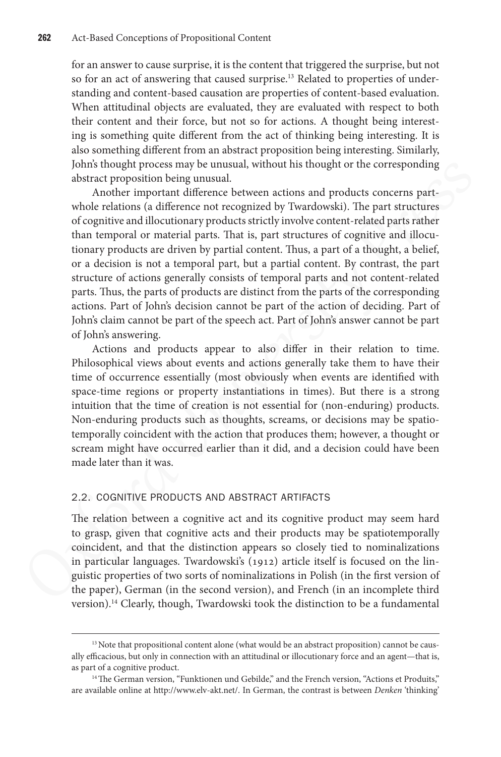for an answer to cause surprise, it is the content that triggered the surprise, but not so for an act of answering that caused surprise.[13] Related to properties of understanding and content-based causation are properties of content-based evaluation. When attitudinal objects are evaluated, they are evaluated with respect to both their content and their force, but not so for actions. A thought being interesting is something quite different from the act of thinking being interesting. It is also something different from an abstract proposition being interesting. Similarly, John's thought process may be unusual, without his thought or the corresponding abstract proposition being unusual.

Another important difference between actions and products concerns part-whole relations (a difference not recognized by Twardowski). The part structures of cognitive and illocutionary products strictly involve content-related parts rather than temporal or material parts. That is, part structures of cognitive and illocutionary products are driven by partial content. Thus, a part of a thought, a belief, or a decision is not a temporal part, but a partial content. By contrast, the part structure of actions generally consists of temporal parts and not content-related parts. Thus, the parts of products are distinct from the parts of the corresponding actions. Part of John's decision cannot be part of the action of deciding. Part of John's claim cannot be part of the speech act. Part of John's answer cannot be part of John's answering.

Actions and products appear to also differ in their relation to time. Philosophical views about events and actions generally take them to have their time of occurrence essentially (most obviously when events are identified with space-time regions or property instantiations in times). But there is a strong intuition that the time of creation is not essential for (non-enduring) products. Non-enduring products such as thoughts, screams, or decisions may be spatiotemporally coincident with the action that produces them; however, a thought or scream might have occurred earlier than it did, and a decision could have been made later than it was.

## 2.2. COGNITIVE PRODUCTS AND ABSTRACT ARTIFACTS

The relation between a cognitive act and its cognitive product may seem hard to grasp, given that cognitive acts and their products may be spatiotemporally coincident, and that the distinction appears so closely tied to nominalizations in particular languages. Twardowski's (1912) article itself is focused on the linguistic properties of two sorts of nominalizations in Polish (in the first version of the paper), German (in the second version), and French (in an incomplete third version).[14] Clearly, though, Twardowski took the distinction to be a fundamental

---

[13] Note that propositional content alone (what would be an abstract proposition) cannot be causally efficacious, but only in connection with an attitudinal or illocutionary force and an agent—that is, as part of a cognitive product.

[14] The German version, "Funktionen und Gebilde," and the French version, "Actions et Produits," are available online at http://www.elv-akt.net/. In German, the contrast is between *Denken* 'thinking'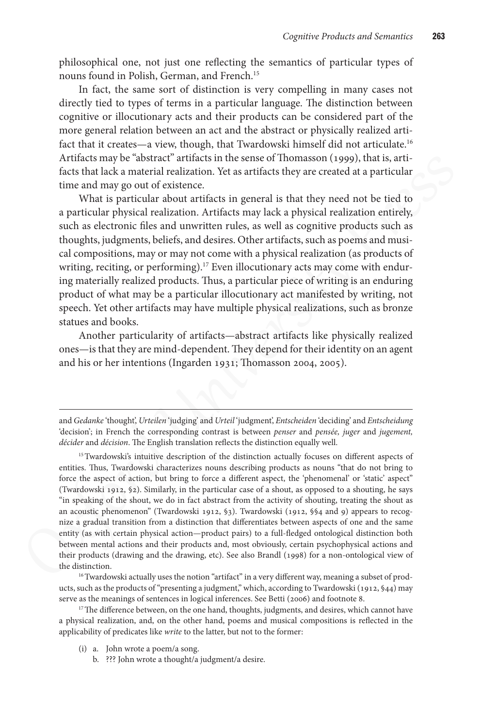philosophical one, not just one reflecting the semantics of particular types of nouns found in Polish, German, and French.[15]

In fact, the same sort of distinction is very compelling in many cases not directly tied to types of terms in a particular language. The distinction between cognitive or illocutionary acts and their products can be considered part of the more general relation between an act and the abstract or physically realized artifact that it creates—a view, though, that Twardowski himself did not articulate.[16] Artifacts may be "abstract" artifacts in the sense of Thomasson (1999), that is, artifacts that lack a material realization. Yet as artifacts they are created at a particular time and may go out of existence.

What is particular about artifacts in general is that they need not be tied to a particular physical realization. Artifacts may lack a physical realization entirely, such as electronic files and unwritten rules, as well as cognitive products such as thoughts, judgments, beliefs, and desires. Other artifacts, such as poems and musical compositions, may or may not come with a physical realization (as products of writing, reciting, or performing).[17] Even illocutionary acts may come with enduring materially realized products. Thus, a particular piece of writing is an enduring product of what may be a particular illocutionary act manifested by writing, not speech. Yet other artifacts may have multiple physical realizations, such as bronze statues and books.

Another particularity of artifacts—abstract artifacts like physically realized ones—is that they are mind-dependent. They depend for their identity on an agent and his or her intentions (Ingarden 1931; Thomasson 2004, 2005).

---

and *Gedanke* 'thought', *Urteilen* 'judging' and *Urteil* 'judgment', *Entscheiden* 'deciding' and *Entscheidung* 'decision'; in French the corresponding contrast is between *penser* and *pensée, juger* and *jugement, décider* and *décision*. The English translation reflects the distinction equally well.

[15] Twardowski's intuitive description of the distinction actually focuses on different aspects of entities. Thus, Twardowski characterizes nouns describing products as nouns "that do not bring to force the aspect of action, but bring to force a different aspect, the 'phenomenal' or 'static' aspect" (Twardowski 1912, §2). Similarly, in the particular case of a shout, as opposed to a shouting, he says "in speaking of the shout, we do in fact abstract from the activity of shouting, treating the shout as an acoustic phenomenon" (Twardowski 1912, §3). Twardowski (1912, §§4 and 9) appears to recognize a gradual transition from a distinction that differentiates between aspects of one and the same entity (as with certain physical action—product pairs) to a full-fledged ontological distinction both between mental actions and their products and, most obviously, certain psychophysical actions and their products (drawing and the drawing, etc). See also Brandl (1998) for a non-ontological view of the distinction.

[16] Twardowski actually uses the notion "artifact" in a very different way, meaning a subset of products, such as the products of "presenting a judgment," which, according to Twardowski (1912, §44) may serve as the meanings of sentences in logical inferences. See Betti (2006) and footnote 8.

[17] The difference between, on the one hand, thoughts, judgments, and desires, which cannot have a physical realization, and, on the other hand, poems and musical compositions is reflected in the applicability of predicates like *write* to the latter, but not to the former:

(i) a. John wrote a poem/a song.
    b. ??? John wrote a thought/a judgment/a desire.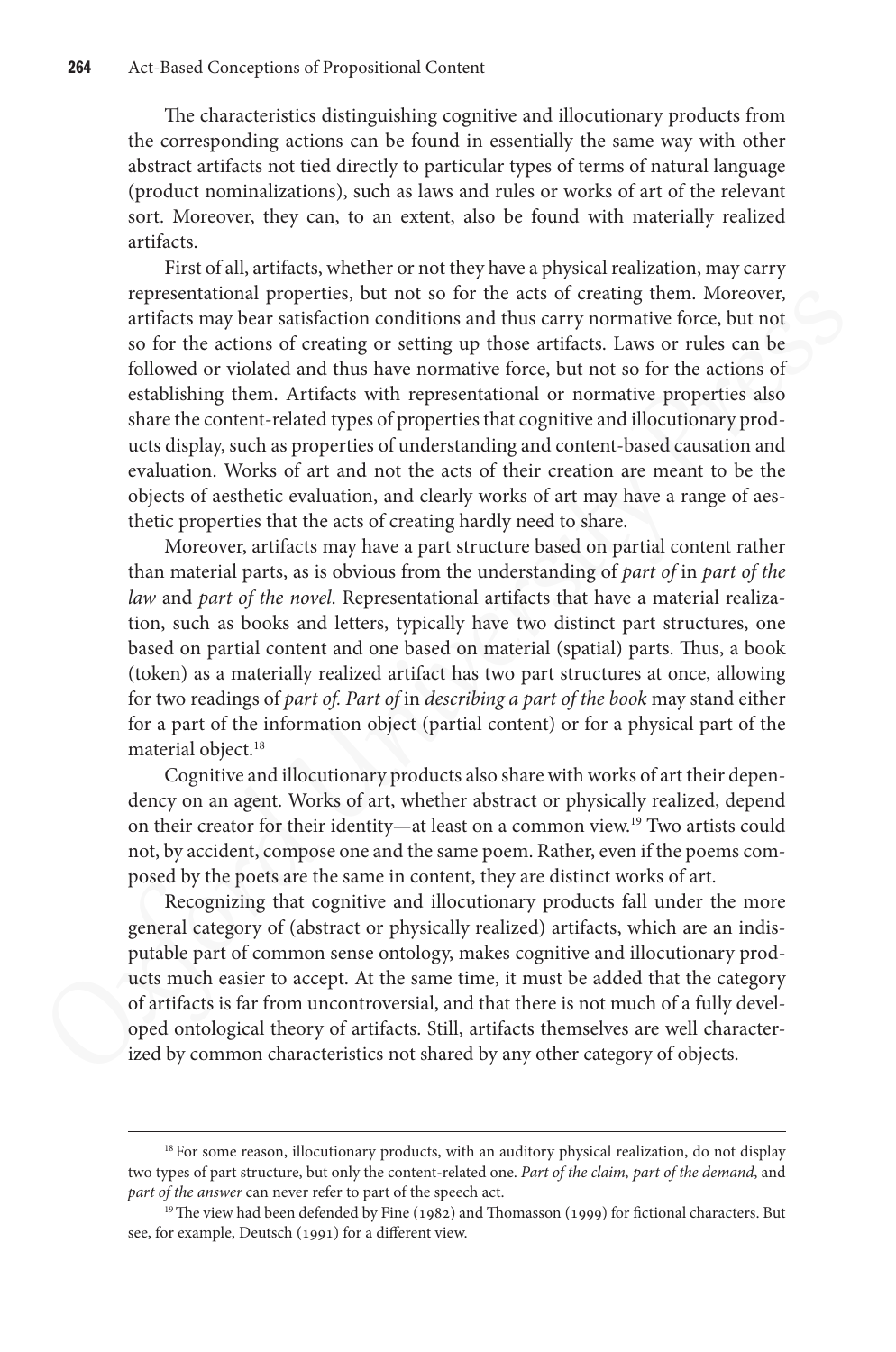The characteristics distinguishing cognitive and illocutionary products from the corresponding actions can be found in essentially the same way with other abstract artifacts not tied directly to particular types of terms of natural language (product nominalizations), such as laws and rules or works of art of the relevant sort. Moreover, they can, to an extent, also be found with materially realized artifacts.

First of all, artifacts, whether or not they have a physical realization, may carry representational properties, but not so for the acts of creating them. Moreover, artifacts may bear satisfaction conditions and thus carry normative force, but not so for the actions of creating or setting up those artifacts. Laws or rules can be followed or violated and thus have normative force, but not so for the actions of establishing them. Artifacts with representational or normative properties also share the content-related types of properties that cognitive and illocutionary products display, such as properties of understanding and content-based causation and evaluation. Works of art and not the acts of their creation are meant to be the objects of aesthetic evaluation, and clearly works of art may have a range of aesthetic properties that the acts of creating hardly need to share.

Moreover, artifacts may have a part structure based on partial content rather than material parts, as is obvious from the understanding of *part of* in *part of the law* and *part of the novel*. Representational artifacts that have a material realization, such as books and letters, typically have two distinct part structures, one based on partial content and one based on material (spatial) parts. Thus, a book (token) as a materially realized artifact has two part structures at once, allowing for two readings of *part of*. *Part of* in *describing a part of the book* may stand either for a part of the information object (partial content) or for a physical part of the material object.[18]

Cognitive and illocutionary products also share with works of art their dependency on an agent. Works of art, whether abstract or physically realized, depend on their creator for their identity—at least on a common view.[19] Two artists could not, by accident, compose one and the same poem. Rather, even if the poems composed by the poets are the same in content, they are distinct works of art.

Recognizing that cognitive and illocutionary products fall under the more general category of (abstract or physically realized) artifacts, which are an indisputable part of common sense ontology, makes cognitive and illocutionary products much easier to accept. At the same time, it must be added that the category of artifacts is far from uncontroversial, and that there is not much of a fully developed ontological theory of artifacts. Still, artifacts themselves are well characterized by common characteristics not shared by any other category of objects.

---

[18] For some reason, illocutionary products, with an auditory physical realization, do not display two types of part structure, but only the content-related one. *Part of the claim, part of the demand*, and *part of the answer* can never refer to part of the speech act.

[19] The view had been defended by Fine (1982) and Thomasson (1999) for fictional characters. But see, for example, Deutsch (1991) for a different view.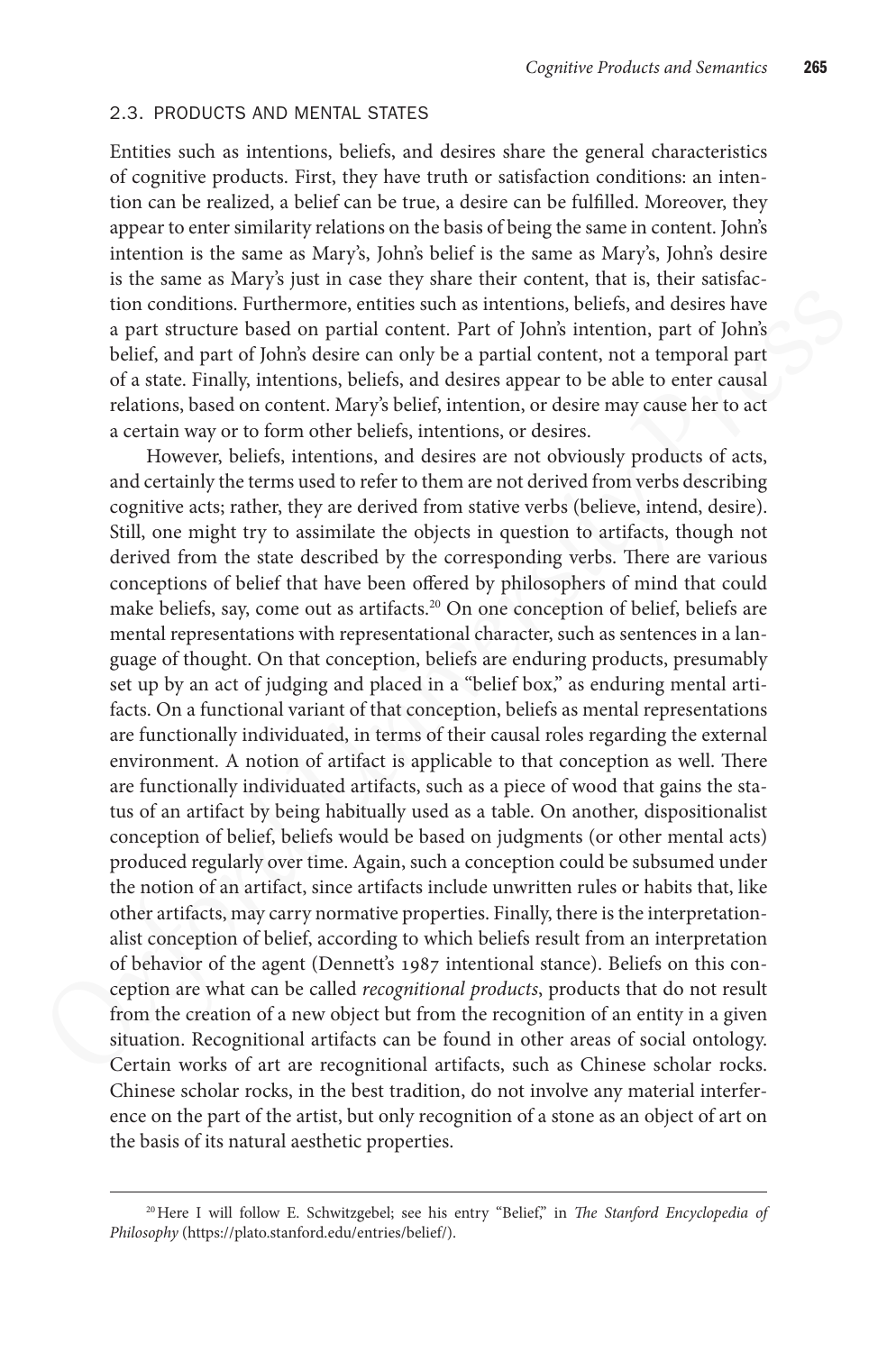### 2.3. PRODUCTS AND MENTAL STATES

Entities such as intentions, beliefs, and desires share the general characteristics of cognitive products. First, they have truth or satisfaction conditions: an intention can be realized, a belief can be true, a desire can be fulfilled. Moreover, they appear to enter similarity relations on the basis of being the same in content. John's intention is the same as Mary's, John's belief is the same as Mary's, John's desire is the same as Mary's just in case they share their content, that is, their satisfaction conditions. Furthermore, entities such as intentions, beliefs, and desires have a part structure based on partial content. Part of John's intention, part of John's belief, and part of John's desire can only be a partial content, not a temporal part of a state. Finally, intentions, beliefs, and desires appear to be able to enter causal relations, based on content. Mary's belief, intention, or desire may cause her to act a certain way or to form other beliefs, intentions, or desires.

However, beliefs, intentions, and desires are not obviously products of acts, and certainly the terms used to refer to them are not derived from verbs describing cognitive acts; rather, they are derived from stative verbs (believe, intend, desire). Still, one might try to assimilate the objects in question to artifacts, though not derived from the state described by the corresponding verbs. There are various conceptions of belief that have been offered by philosophers of mind that could make beliefs, say, come out as artifacts.[20] On one conception of belief, beliefs are mental representations with representational character, such as sentences in a language of thought. On that conception, beliefs are enduring products, presumably set up by an act of judging and placed in a "belief box," as enduring mental artifacts. On a functional variant of that conception, beliefs as mental representations are functionally individuated, in terms of their causal roles regarding the external environment. A notion of artifact is applicable to that conception as well. There are functionally individuated artifacts, such as a piece of wood that gains the status of an artifact by being habitually used as a table. On another, dispositionalist conception of belief, beliefs would be based on judgments (or other mental acts) produced regularly over time. Again, such a conception could be subsumed under the notion of an artifact, since artifacts include unwritten rules or habits that, like other artifacts, may carry normative properties. Finally, there is the interpretationalist conception of belief, according to which beliefs result from an interpretation of behavior of the agent (Dennett's 1987 intentional stance). Beliefs on this conception are what can be called *recognitional products*, products that do not result from the creation of a new object but from the recognition of an entity in a given situation. Recognitional artifacts can be found in other areas of social ontology. Certain works of art are recognitional artifacts, such as Chinese scholar rocks. Chinese scholar rocks, in the best tradition, do not involve any material interference on the part of the artist, but only recognition of a stone as an object of art on the basis of its natural aesthetic properties.

[20] Here I will follow E. Schwitzgebel; see his entry "Belief," in *The Stanford Encyclopedia of Philosophy* (https://plato.stanford.edu/entries/belief/).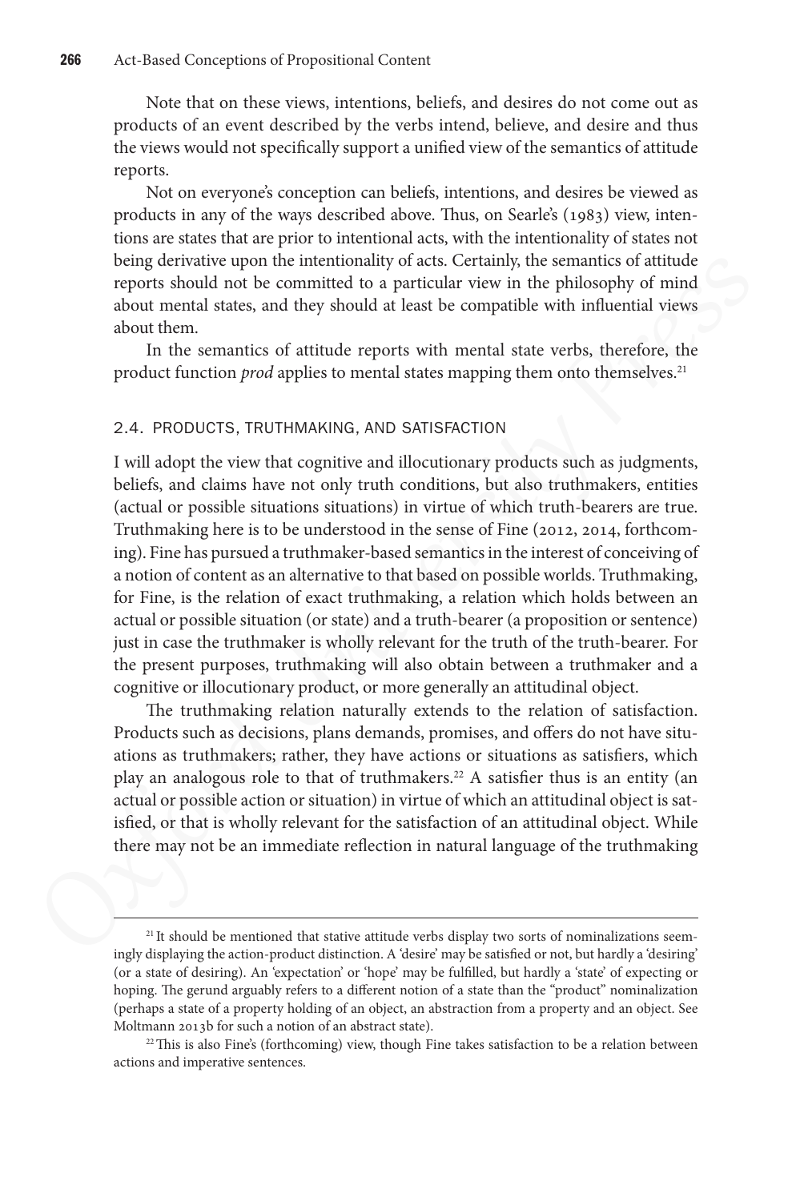Note that on these views, intentions, beliefs, and desires do not come out as products of an event described by the verbs intend, believe, and desire and thus the views would not specifically support a unified view of the semantics of attitude reports.

Not on everyone's conception can beliefs, intentions, and desires be viewed as products in any of the ways described above. Thus, on Searle's (1983) view, intentions are states that are prior to intentional acts, with the intentionality of states not being derivative upon the intentionality of acts. Certainly, the semantics of attitude reports should not be committed to a particular view in the philosophy of mind about mental states, and they should at least be compatible with influential views about them.

In the semantics of attitude reports with mental state verbs, therefore, the product function *prod* applies to mental states mapping them onto themselves.[21]

### 2.4. PRODUCTS, TRUTHMAKING, AND SATISFACTION

I will adopt the view that cognitive and illocutionary products such as judgments, beliefs, and claims have not only truth conditions, but also truthmakers, entities (actual or possible situations situations) in virtue of which truth-bearers are true. Truthmaking here is to be understood in the sense of Fine (2012, 2014, forthcoming). Fine has pursued a truthmaker-based semantics in the interest of conceiving of a notion of content as an alternative to that based on possible worlds. Truthmaking, for Fine, is the relation of exact truthmaking, a relation which holds between an actual or possible situation (or state) and a truth-bearer (a proposition or sentence) just in case the truthmaker is wholly relevant for the truth of the truth-bearer. For the present purposes, truthmaking will also obtain between a truthmaker and a cognitive or illocutionary product, or more generally an attitudinal object.

The truthmaking relation naturally extends to the relation of satisfaction. Products such as decisions, plans demands, promises, and offers do not have situations as truthmakers; rather, they have actions or situations as satisfiers, which play an analogous role to that of truthmakers.[22] A satisfier thus is an entity (an actual or possible action or situation) in virtue of which an attitudinal object is satisfied, or that is wholly relevant for the satisfaction of an attitudinal object. While there may not be an immediate reflection in natural language of the truthmaking

---

[21] It should be mentioned that stative attitude verbs display two sorts of nominalizations seemingly displaying the action-product distinction. A 'desire' may be satisfied or not, but hardly a 'desiring' (or a state of desiring). An 'expectation' or 'hope' may be fulfilled, but hardly a 'state' of expecting or hoping. The gerund arguably refers to a different notion of a state than the "product" nominalization (perhaps a state of a property holding of an object, an abstraction from a property and an object. See Moltmann 2013b for such a notion of an abstract state).

[22] This is also Fine's (forthcoming) view, though Fine takes satisfaction to be a relation between actions and imperative sentences.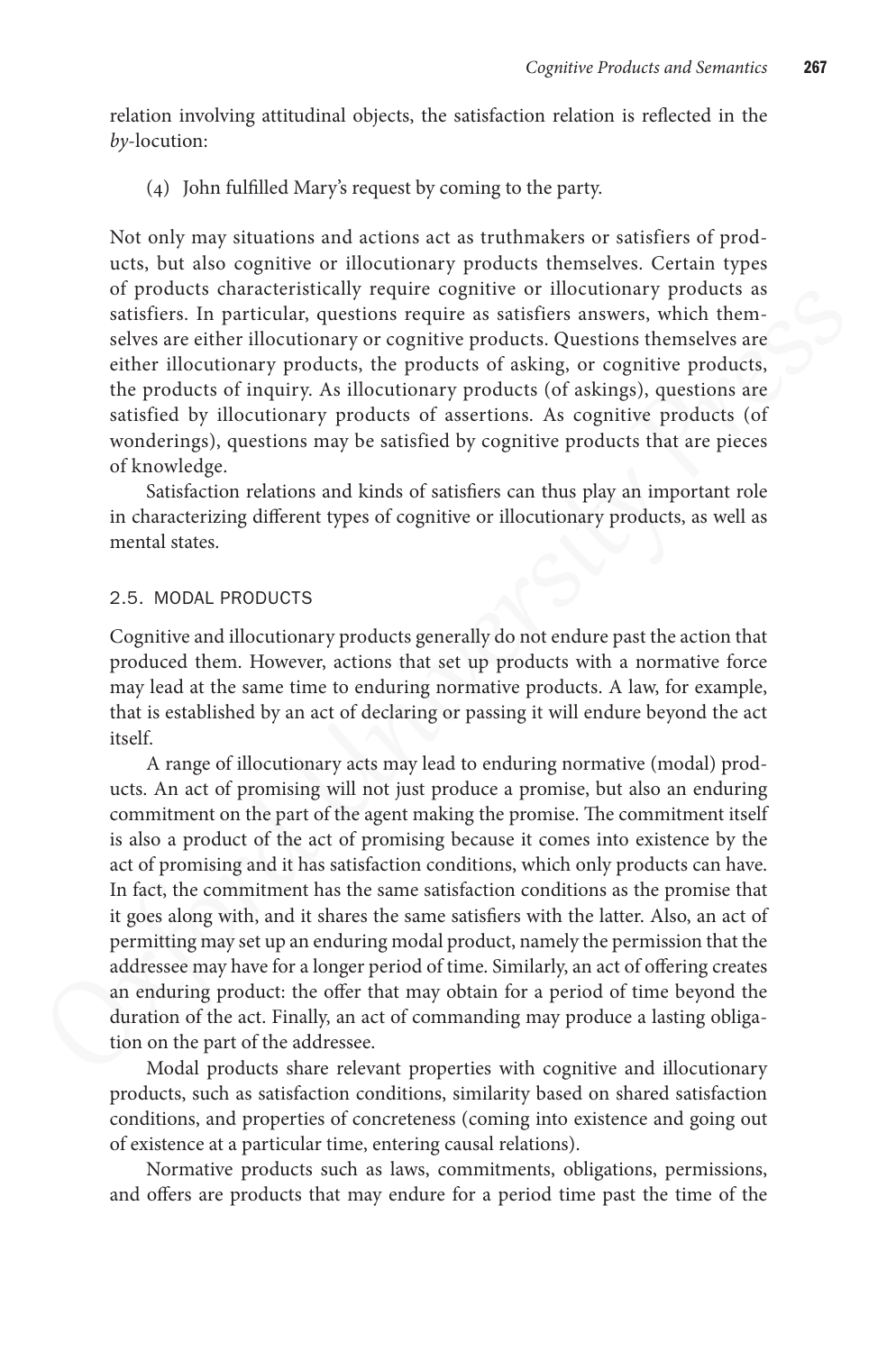relation involving attitudinal objects, the satisfaction relation is reflected in the *by*-locution:

(4) John fulfilled Mary's request by coming to the party.

Not only may situations and actions act as truthmakers or satisfiers of products, but also cognitive or illocutionary products themselves. Certain types of products characteristically require cognitive or illocutionary products as satisfiers. In particular, questions require as satisfiers answers, which themselves are either illocutionary or cognitive products. Questions themselves are either illocutionary products, the products of asking, or cognitive products, the products of inquiry. As illocutionary products (of askings), questions are satisfied by illocutionary products of assertions. As cognitive products (of wonderings), questions may be satisfied by cognitive products that are pieces of knowledge.

Satisfaction relations and kinds of satisfiers can thus play an important role in characterizing different types of cognitive or illocutionary products, as well as mental states.

## 2.5. MODAL PRODUCTS

Cognitive and illocutionary products generally do not endure past the action that produced them. However, actions that set up products with a normative force may lead at the same time to enduring normative products. A law, for example, that is established by an act of declaring or passing it will endure beyond the act itself.

A range of illocutionary acts may lead to enduring normative (modal) products. An act of promising will not just produce a promise, but also an enduring commitment on the part of the agent making the promise. The commitment itself is also a product of the act of promising because it comes into existence by the act of promising and it has satisfaction conditions, which only products can have. In fact, the commitment has the same satisfaction conditions as the promise that it goes along with, and it shares the same satisfiers with the latter. Also, an act of permitting may set up an enduring modal product, namely the permission that the addressee may have for a longer period of time. Similarly, an act of offering creates an enduring product: the offer that may obtain for a period of time beyond the duration of the act. Finally, an act of commanding may produce a lasting obligation on the part of the addressee.

Modal products share relevant properties with cognitive and illocutionary products, such as satisfaction conditions, similarity based on shared satisfaction conditions, and properties of concreteness (coming into existence and going out of existence at a particular time, entering causal relations).

Normative products such as laws, commitments, obligations, permissions, and offers are products that may endure for a period time past the time of the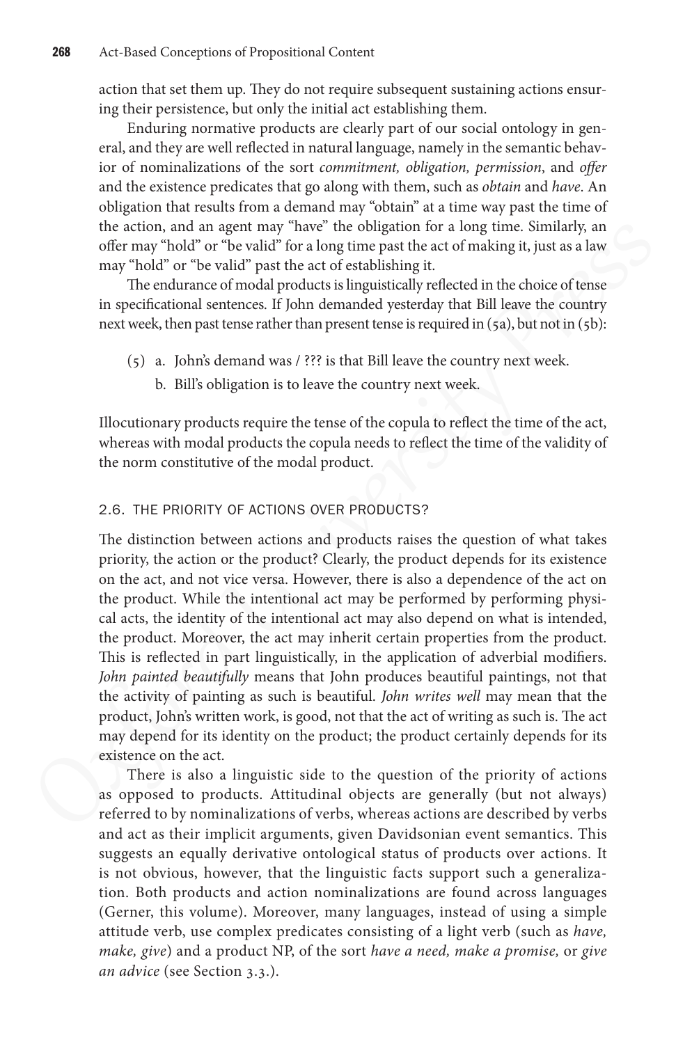action that set them up. They do not require subsequent sustaining actions ensuring their persistence, but only the initial act establishing them.

Enduring normative products are clearly part of our social ontology in general, and they are well reflected in natural language, namely in the semantic behavior of nominalizations of the sort *commitment, obligation, permission*, and *offer* and the existence predicates that go along with them, such as *obtain* and *have*. An obligation that results from a demand may "obtain" at a time way past the time of the action, and an agent may "have" the obligation for a long time. Similarly, an offer may "hold" or "be valid" for a long time past the act of making it, just as a law may "hold" or "be valid" past the act of establishing it.

The endurance of modal products is linguistically reflected in the choice of tense in specificational sentences. If John demanded yesterday that Bill leave the country next week, then past tense rather than present tense is required in (5a), but not in (5b):

(5) a. John's demand was / ??? is that Bill leave the country next week.
   b. Bill's obligation is to leave the country next week.

Illocutionary products require the tense of the copula to reflect the time of the act, whereas with modal products the copula needs to reflect the time of the validity of the norm constitutive of the modal product.

## 2.6. THE PRIORITY OF ACTIONS OVER PRODUCTS?

The distinction between actions and products raises the question of what takes priority, the action or the product? Clearly, the product depends for its existence on the act, and not vice versa. However, there is also a dependence of the act on the product. While the intentional act may be performed by performing physical acts, the identity of the intentional act may also depend on what is intended, the product. Moreover, the act may inherit certain properties from the product. This is reflected in part linguistically, in the application of adverbial modifiers. *John painted beautifully* means that John produces beautiful paintings, not that the activity of painting as such is beautiful. *John writes well* may mean that the product, John's written work, is good, not that the act of writing as such is. The act may depend for its identity on the product; the product certainly depends for its existence on the act.

There is also a linguistic side to the question of the priority of actions as opposed to products. Attitudinal objects are generally (but not always) referred to by nominalizations of verbs, whereas actions are described by verbs and act as their implicit arguments, given Davidsonian event semantics. This suggests an equally derivative ontological status of products over actions. It is not obvious, however, that the linguistic facts support such a generalization. Both products and action nominalizations are found across languages (Gerner, this volume). Moreover, many languages, instead of using a simple attitude verb, use complex predicates consisting of a light verb (such as *have, make, give*) and a product NP, of the sort *have a need, make a promise,* or *give an advice* (see Section 3.3.).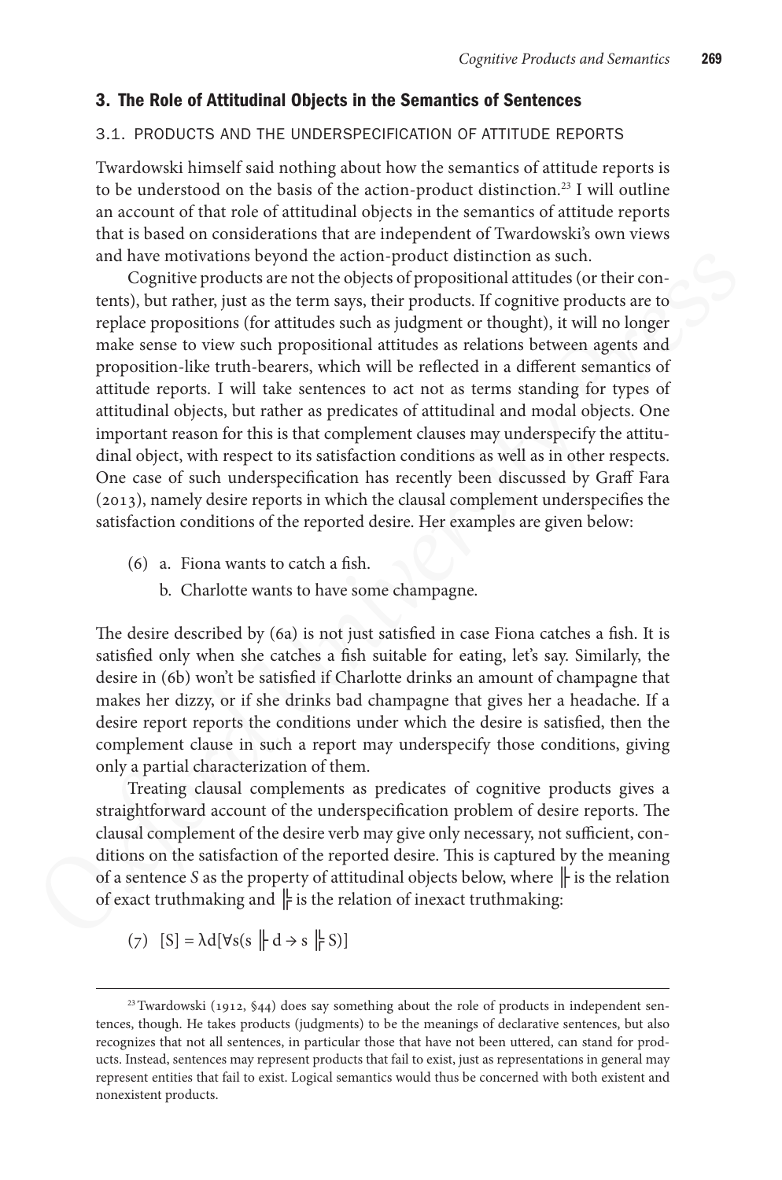## 3. The Role of Attitudinal Objects in the Semantics of Sentences

### 3.1. Products and the Underspecification of Attitude Reports

Twardowski himself said nothing about how the semantics of attitude reports is to be understood on the basis of the action-product distinction.[23] I will outline an account of that role of attitudinal objects in the semantics of attitude reports that is based on considerations that are independent of Twardowski's own views and have motivations beyond the action-product distinction as such.

Cognitive products are not the objects of propositional attitudes (or their contents), but rather, just as the term says, their products. If cognitive products are to replace propositions (for attitudes such as judgment or thought), it will no longer make sense to view such propositional attitudes as relations between agents and proposition-like truth-bearers, which will be reflected in a different semantics of attitude reports. I will take sentences to act not as terms standing for types of attitudinal objects, but rather as predicates of attitudinal and modal objects. One important reason for this is that complement clauses may underspecify the attitudinal object, with respect to its satisfaction conditions as well as in other respects. One case of such underspecification has recently been discussed by Graff Fara (2013), namely desire reports in which the clausal complement underspecifies the satisfaction conditions of the reported desire. Her examples are given below:

(6) a. Fiona wants to catch a fish.

b. Charlotte wants to have some champagne.

The desire described by (6a) is not just satisfied in case Fiona catches a fish. It is satisfied only when she catches a fish suitable for eating, let's say. Similarly, the desire in (6b) won't be satisfied if Charlotte drinks an amount of champagne that makes her dizzy, or if she drinks bad champagne that gives her a headache. If a desire report reports the conditions under which the desire is satisfied, then the complement clause in such a report may underspecify those conditions, giving only a partial characterization of them.

Treating clausal complements as predicates of cognitive products gives a straightforward account of the underspecification problem of desire reports. The clausal complement of the desire verb may give only necessary, not sufficient, conditions on the satisfaction of the reported desire. This is captured by the meaning of a sentence *S* as the property of attitudinal objects below, where $\Vdash$ is the relation of exact truthmaking and $\models$ is the relation of inexact truthmaking:

(7) $[S] = \lambda d[\forall s(s \Vdash d \rightarrow s \models S)]$

---

[23] Twardowski (1912, §44) does say something about the role of products in independent sentences, though. He takes products (judgments) to be the meanings of declarative sentences, but also recognizes that not all sentences, in particular those that have not been uttered, can stand for products. Instead, sentences may represent products that fail to exist, just as representations in general may represent entities that fail to exist. Logical semantics would thus be concerned with both existent and nonexistent products.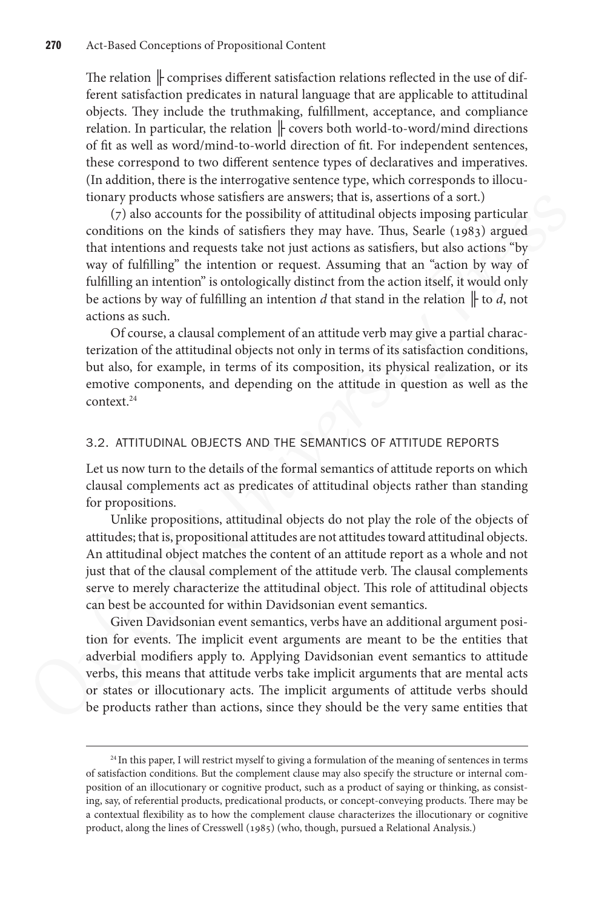The relation ╟ comprises different satisfaction relations reflected in the use of different satisfaction predicates in natural language that are applicable to attitudinal objects. They include the truthmaking, fulfillment, acceptance, and compliance relation. In particular, the relation ╟ covers both world-to-word/mind directions of fit as well as word/mind-to-world direction of fit. For independent sentences, these correspond to two different sentence types of declaratives and imperatives. (In addition, there is the interrogative sentence type, which corresponds to illocutionary products whose satisfiers are answers; that is, assertions of a sort.)

(7) also accounts for the possibility of attitudinal objects imposing particular conditions on the kinds of satisfiers they may have. Thus, Searle (1983) argued that intentions and requests take not just actions as satisfiers, but also actions "by way of fulfilling" the intention or request. Assuming that an "action by way of fulfilling an intention" is ontologically distinct from the action itself, it would only be actions by way of fulfilling an intention *d* that stand in the relation ╟ to *d*, not actions as such.

Of course, a clausal complement of an attitude verb may give a partial characterization of the attitudinal objects not only in terms of its satisfaction conditions, but also, for example, in terms of its composition, its physical realization, or its emotive components, and depending on the attitude in question as well as the context.[24]

### 3.2. ATTITUDINAL OBJECTS AND THE SEMANTICS OF ATTITUDE REPORTS

Let us now turn to the details of the formal semantics of attitude reports on which clausal complements act as predicates of attitudinal objects rather than standing for propositions.

Unlike propositions, attitudinal objects do not play the role of the objects of attitudes; that is, propositional attitudes are not attitudes toward attitudinal objects. An attitudinal object matches the content of an attitude report as a whole and not just that of the clausal complement of the attitude verb. The clausal complements serve to merely characterize the attitudinal object. This role of attitudinal objects can best be accounted for within Davidsonian event semantics.

Given Davidsonian event semantics, verbs have an additional argument position for events. The implicit event arguments are meant to be the entities that adverbial modifiers apply to. Applying Davidsonian event semantics to attitude verbs, this means that attitude verbs take implicit arguments that are mental acts or states or illocutionary acts. The implicit arguments of attitude verbs should be products rather than actions, since they should be the very same entities that

[24] In this paper, I will restrict myself to giving a formulation of the meaning of sentences in terms of satisfaction conditions. But the complement clause may also specify the structure or internal composition of an illocutionary or cognitive product, such as a product of saying or thinking, as consisting, say, of referential products, predicational products, or concept-conveying products. There may be a contextual flexibility as to how the complement clause characterizes the illocutionary or cognitive product, along the lines of Cresswell (1985) (who, though, pursued a Relational Analysis.)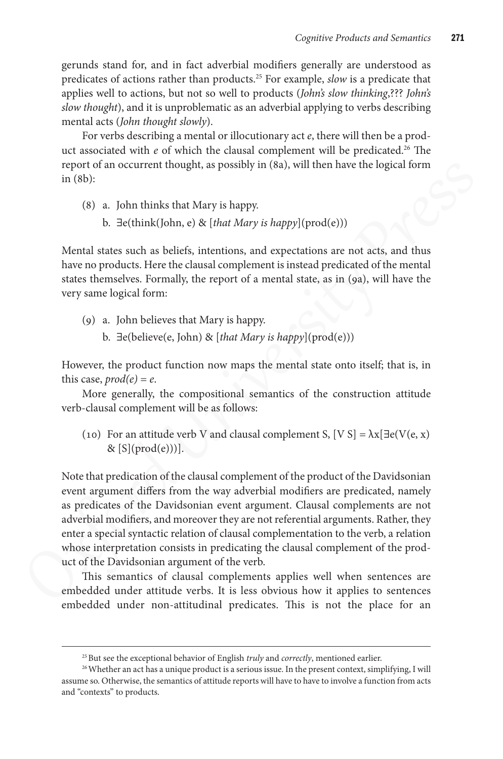gerunds stand for, and in fact adverbial modifiers generally are understood as predicates of actions rather than products.[25] For example, *slow* is a predicate that applies well to actions, but not so well to products (*John's slow thinking*,??? *John's slow thought*), and it is unproblematic as an adverbial applying to verbs describing mental acts (*John thought slowly*).

For verbs describing a mental or illocutionary act *e*, there will then be a product associated with *e* of which the clausal complement will be predicated.[26] The report of an occurrent thought, as possibly in (8a), will then have the logical form in (8b):

(8) a. John thinks that Mary is happy.

b. ∃e(think(John, e) & [*that Mary is happy*](prod(e)))

Mental states such as beliefs, intentions, and expectations are not acts, and thus have no products. Here the clausal complement is instead predicated of the mental states themselves. Formally, the report of a mental state, as in (9a), will have the very same logical form:

(9) a. John believes that Mary is happy.

b. ∃e(believe(e, John) & [*that Mary is happy*](prod(e)))

However, the product function now maps the mental state onto itself; that is, in this case, *prod(e) = e*.

More generally, the compositional semantics of the construction attitude verb-clausal complement will be as follows:

(10) For an attitude verb V and clausal complement S, [V S] = λx[∃e(V(e, x) & [S](prod(e)))].

Note that predication of the clausal complement of the product of the Davidsonian event argument differs from the way adverbial modifiers are predicated, namely as predicates of the Davidsonian event argument. Clausal complements are not adverbial modifiers, and moreover they are not referential arguments. Rather, they enter a special syntactic relation of clausal complementation to the verb, a relation whose interpretation consists in predicating the clausal complement of the product of the Davidsonian argument of the verb.

This semantics of clausal complements applies well when sentences are embedded under attitude verbs. It is less obvious how it applies to sentences embedded under non-attitudinal predicates. This is not the place for an

---

[25] But see the exceptional behavior of English *truly* and *correctly*, mentioned earlier.

[26] Whether an act has a unique product is a serious issue. In the present context, simplifying, I will assume so. Otherwise, the semantics of attitude reports will have to have to involve a function from acts and "contexts" to products.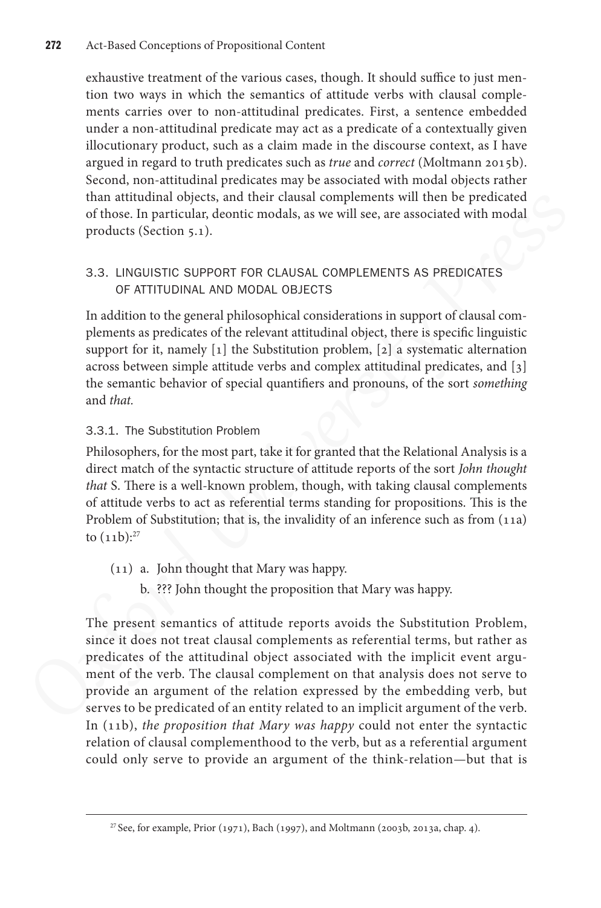exhaustive treatment of the various cases, though. It should suffice to just mention two ways in which the semantics of attitude verbs with clausal complements carries over to non-attitudinal predicates. First, a sentence embedded under a non-attitudinal predicate may act as a predicate of a contextually given illocutionary product, such as a claim made in the discourse context, as I have argued in regard to truth predicates such as *true* and *correct* (Moltmann 2015b). Second, non-attitudinal predicates may be associated with modal objects rather than attitudinal objects, and their clausal complements will then be predicated of those. In particular, deontic modals, as we will see, are associated with modal products (Section 5.1).

## 3.3. LINGUISTIC SUPPORT FOR CLAUSAL COMPLEMENTS AS PREDICATES OF ATTITUDINAL AND MODAL OBJECTS

In addition to the general philosophical considerations in support of clausal complements as predicates of the relevant attitudinal object, there is specific linguistic support for it, namely [1] the Substitution problem, [2] a systematic alternation across between simple attitude verbs and complex attitudinal predicates, and [3] the semantic behavior of special quantifiers and pronouns, of the sort *something* and *that.*

### 3.3.1. The Substitution Problem

Philosophers, for the most part, take it for granted that the Relational Analysis is a direct match of the syntactic structure of attitude reports of the sort *John thought that* S. There is a well-known problem, though, with taking clausal complements of attitude verbs to act as referential terms standing for propositions. This is the Problem of Substitution; that is, the invalidity of an inference such as from (11a) to (11b):[27]

(11) a. John thought that Mary was happy.

b. ??? John thought the proposition that Mary was happy.

The present semantics of attitude reports avoids the Substitution Problem, since it does not treat clausal complements as referential terms, but rather as predicates of the attitudinal object associated with the implicit event argument of the verb. The clausal complement on that analysis does not serve to provide an argument of the relation expressed by the embedding verb, but serves to be predicated of an entity related to an implicit argument of the verb. In (11b), *the proposition that Mary was happy* could not enter the syntactic relation of clausal complementhood to the verb, but as a referential argument could only serve to provide an argument of the think-relation—but that is

[27] See, for example, Prior (1971), Bach (1997), and Moltmann (2003b, 2013a, chap. 4).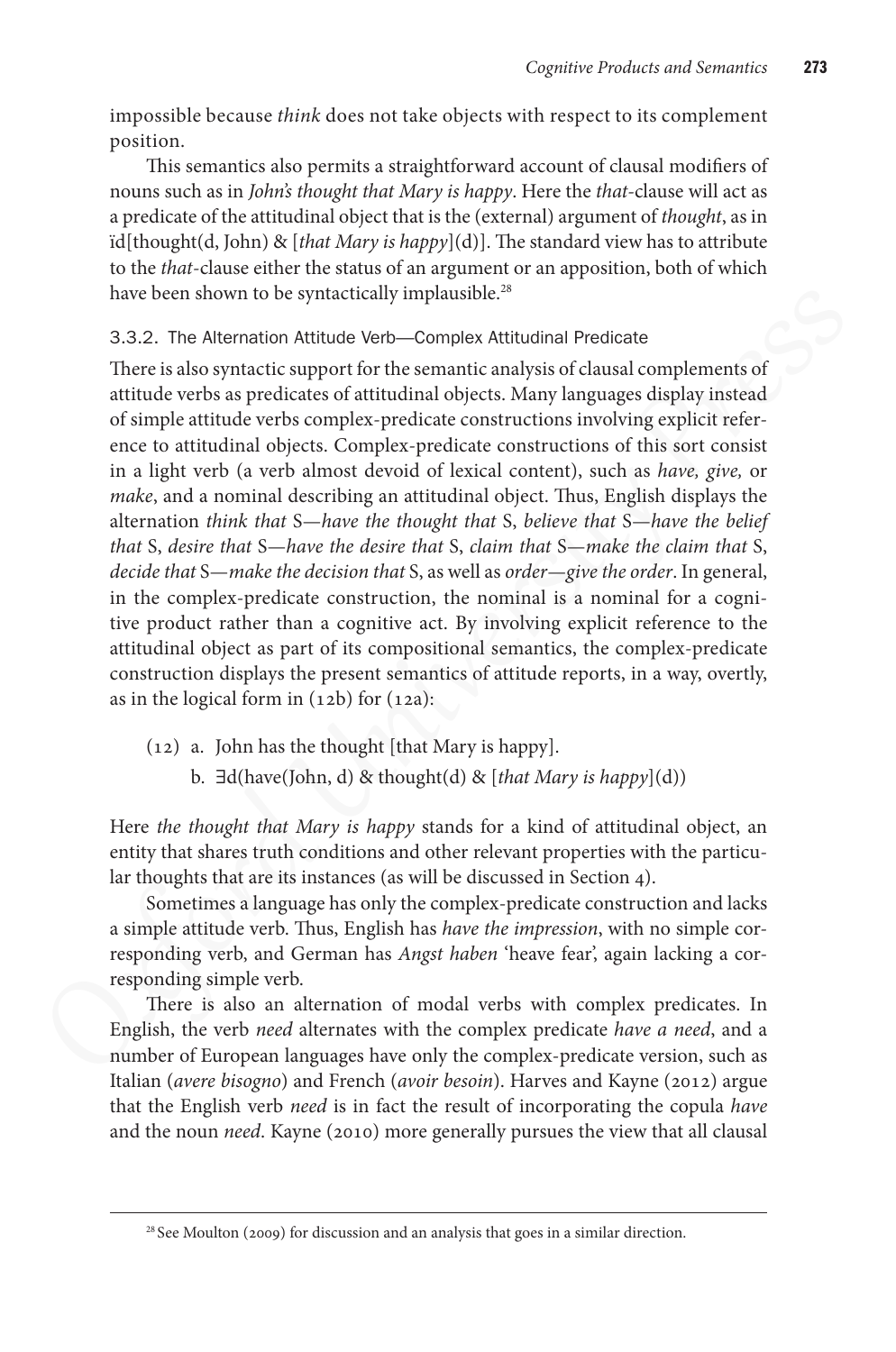impossible because *think* does not take objects with respect to its complement position.

This semantics also permits a straightforward account of clausal modifiers of nouns such as in *John's thought that Mary is happy*. Here the *that*-clause will act as a predicate of the attitudinal object that is the (external) argument of *thought*, as in ïd[thought(d, John) & [*that Mary is happy*](d)]. The standard view has to attribute to the *that*-clause either the status of an argument or an apposition, both of which have been shown to be syntactically implausible.[28]

### 3.3.2. The Alternation Attitude Verb—Complex Attitudinal Predicate

There is also syntactic support for the semantic analysis of clausal complements of attitude verbs as predicates of attitudinal objects. Many languages display instead of simple attitude verbs complex-predicate constructions involving explicit reference to attitudinal objects. Complex-predicate constructions of this sort consist in a light verb (a verb almost devoid of lexical content), such as *have, give,* or *make*, and a nominal describing an attitudinal object. Thus, English displays the alternation *think that* S—*have the thought that* S, *believe that* S—*have the belief that* S, *desire that* S—*have the desire that* S, *claim that* S—*make the claim that* S, *decide that* S—*make the decision that* S, as well as *order—give the order*. In general, in the complex-predicate construction, the nominal is a nominal for a cognitive product rather than a cognitive act. By involving explicit reference to the attitudinal object as part of its compositional semantics, the complex-predicate construction displays the present semantics of attitude reports, in a way, overtly, as in the logical form in (12b) for (12a):

(12) a. John has the thought [that Mary is happy].

b. ∃d(have(John, d) & thought(d) & [*that Mary is happy*](d))

Here *the thought that Mary is happy* stands for a kind of attitudinal object, an entity that shares truth conditions and other relevant properties with the particular thoughts that are its instances (as will be discussed in Section 4).

Sometimes a language has only the complex-predicate construction and lacks a simple attitude verb. Thus, English has *have the impression*, with no simple corresponding verb, and German has *Angst haben* 'heave fear', again lacking a corresponding simple verb.

There is also an alternation of modal verbs with complex predicates. In English, the verb *need* alternates with the complex predicate *have a need*, and a number of European languages have only the complex-predicate version, such as Italian (*avere bisogno*) and French (*avoir besoin*). Harves and Kayne (2012) argue that the English verb *need* is in fact the result of incorporating the copula *have* and the noun *need*. Kayne (2010) more generally pursues the view that all clausal

[28] See Moulton (2009) for discussion and an analysis that goes in a similar direction.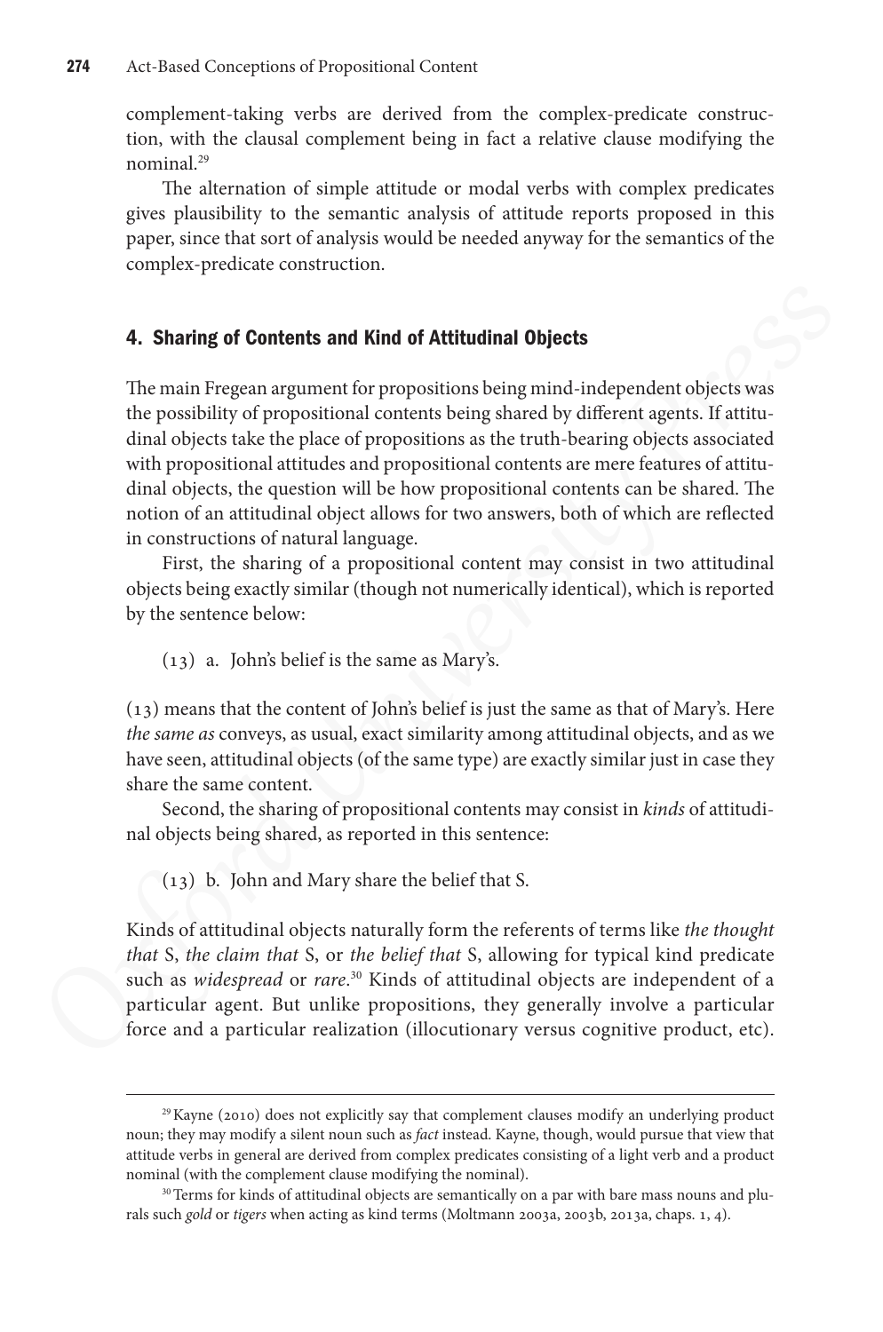complement-taking verbs are derived from the complex-predicate construction, with the clausal complement being in fact a relative clause modifying the nominal.[29]

The alternation of simple attitude or modal verbs with complex predicates gives plausibility to the semantic analysis of attitude reports proposed in this paper, since that sort of analysis would be needed anyway for the semantics of the complex-predicate construction.

## 4. Sharing of Contents and Kind of Attitudinal Objects

The main Fregean argument for propositions being mind-independent objects was the possibility of propositional contents being shared by different agents. If attitudinal objects take the place of propositions as the truth-bearing objects associated with propositional attitudes and propositional contents are mere features of attitudinal objects, the question will be how propositional contents can be shared. The notion of an attitudinal object allows for two answers, both of which are reflected in constructions of natural language.

First, the sharing of a propositional content may consist in two attitudinal objects being exactly similar (though not numerically identical), which is reported by the sentence below:

(13) a. John's belief is the same as Mary's.

(13) means that the content of John's belief is just the same as that of Mary's. Here *the same as* conveys, as usual, exact similarity among attitudinal objects, and as we have seen, attitudinal objects (of the same type) are exactly similar just in case they share the same content.

Second, the sharing of propositional contents may consist in *kinds* of attitudinal objects being shared, as reported in this sentence:

(13) b. John and Mary share the belief that S.

Kinds of attitudinal objects naturally form the referents of terms like *the thought that* S, *the claim that* S, or *the belief that* S, allowing for typical kind predicate such as *widespread* or *rare*.[30] Kinds of attitudinal objects are independent of a particular agent. But unlike propositions, they generally involve a particular force and a particular realization (illocutionary versus cognitive product, etc).

---

[29] Kayne (2010) does not explicitly say that complement clauses modify an underlying product noun; they may modify a silent noun such as *fact* instead. Kayne, though, would pursue that view that attitude verbs in general are derived from complex predicates consisting of a light verb and a product nominal (with the complement clause modifying the nominal).

[30] Terms for kinds of attitudinal objects are semantically on a par with bare mass nouns and plurals such *gold* or *tigers* when acting as kind terms (Moltmann 2003a, 2003b, 2013a, chaps. 1, 4).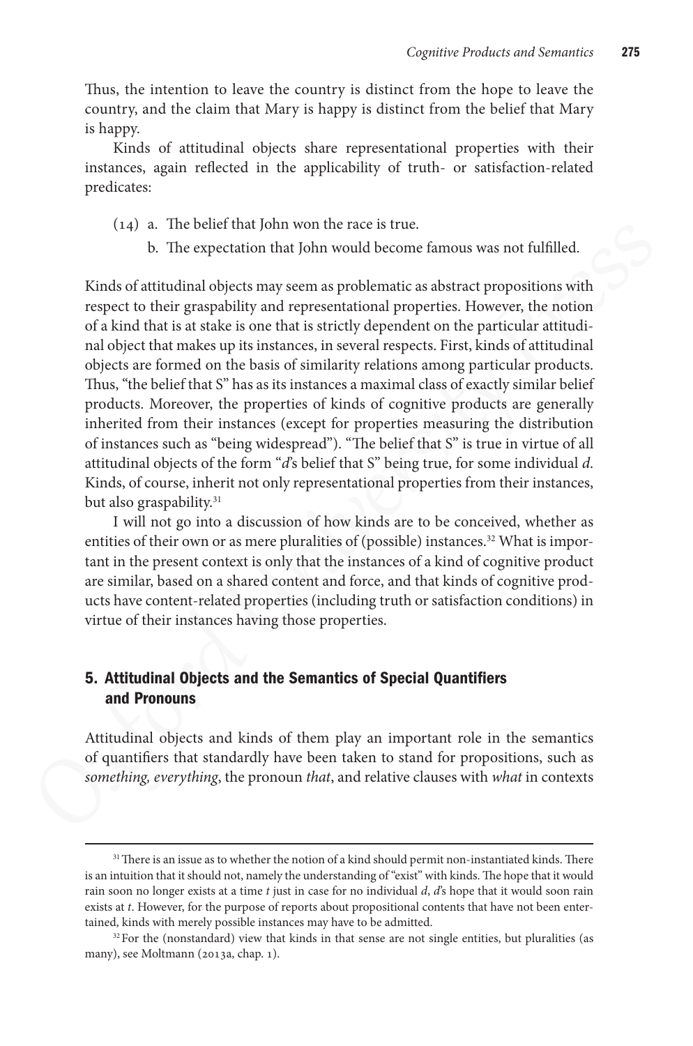Thus, the intention to leave the country is distinct from the hope to leave the country, and the claim that Mary is happy is distinct from the belief that Mary is happy.

Kinds of attitudinal objects share representational properties with their instances, again reflected in the applicability of truth- or satisfaction-related predicates:

(14) a. The belief that John won the race is true.
 b. The expectation that John would become famous was not fulfilled.

Kinds of attitudinal objects may seem as problematic as abstract propositions with respect to their graspability and representational properties. However, the notion of a kind that is at stake is one that is strictly dependent on the particular attitudinal object that makes up its instances, in several respects. First, kinds of attitudinal objects are formed on the basis of similarity relations among particular products. Thus, "the belief that S" has as its instances a maximal class of exactly similar belief products. Moreover, the properties of kinds of cognitive products are generally inherited from their instances (except for properties measuring the distribution of instances such as "being widespread"). "The belief that S" is true in virtue of all attitudinal objects of the form "*d*'s belief that S" being true, for some individual *d*. Kinds, of course, inherit not only representational properties from their instances, but also graspability.[31]

I will not go into a discussion of how kinds are to be conceived, whether as entities of their own or as mere pluralities of (possible) instances.[32] What is important in the present context is only that the instances of a kind of cognitive product are similar, based on a shared content and force, and that kinds of cognitive products have content-related properties (including truth or satisfaction conditions) in virtue of their instances having those properties.

## 5. Attitudinal Objects and the Semantics of Special Quantifiers and Pronouns

Attitudinal objects and kinds of them play an important role in the semantics of quantifiers that standardly have been taken to stand for propositions, such as *something, everything*, the pronoun *that*, and relative clauses with *what* in contexts

[31] There is an issue as to whether the notion of a kind should permit non-instantiated kinds. There is an intuition that it should not, namely the understanding of "exist" with kinds. The hope that it would rain soon no longer exists at a time *t* just in case for no individual *d*, *d*'s hope that it would soon rain exists at *t*. However, for the purpose of reports about propositional contents that have not been entertained, kinds with merely possible instances may have to be admitted.

[32] For the (nonstandard) view that kinds in that sense are not single entities, but pluralities (as many), see Moltmann (2013a, chap. 1).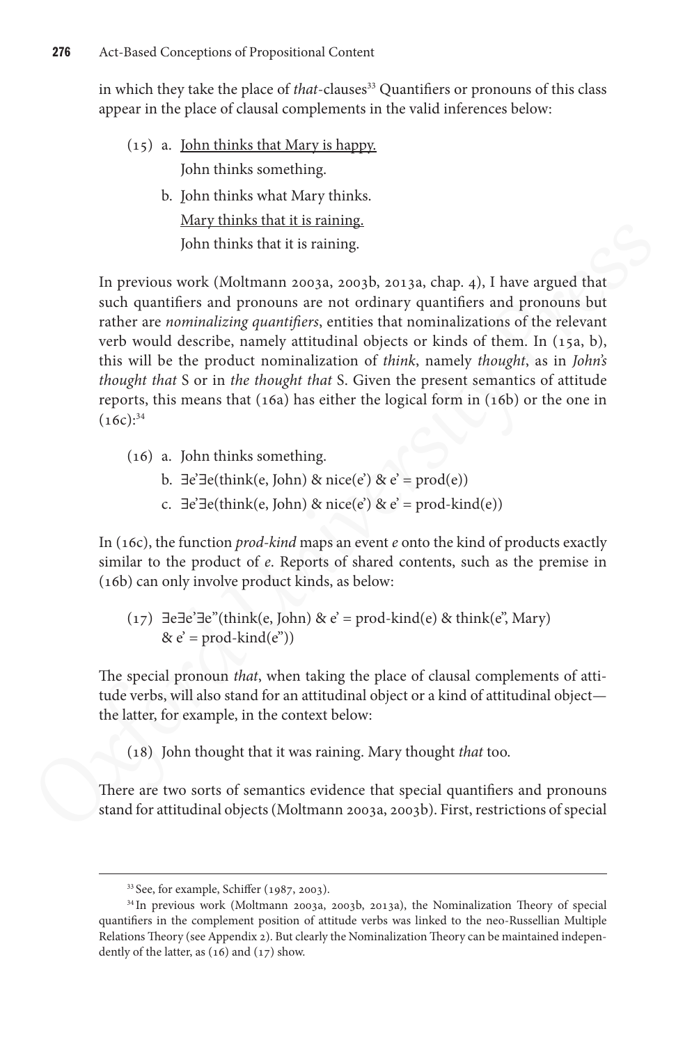in which they take the place of *that*-clauses[33] Quantifiers or pronouns of this class appear in the place of clausal complements in the valid inferences below:

(15) a. <u>John thinks that Mary is happy.</u>
 John thinks something.

 b. John thinks what Mary thinks.
 <u>Mary thinks that it is raining.</u>
 John thinks that it is raining.

In previous work (Moltmann 2003a, 2003b, 2013a, chap. 4), I have argued that such quantifiers and pronouns are not ordinary quantifiers and pronouns but rather are *nominalizing quantifiers*, entities that nominalizations of the relevant verb would describe, namely attitudinal objects or kinds of them. In (15a, b), this will be the product nominalization of *think*, namely *thought*, as in *John's thought that* S or in *the thought that* S. Given the present semantics of attitude reports, this means that (16a) has either the logical form in (16b) or the one in (16c):[34]

(16) a. John thinks something.

 b. ∃e'∃e(think(e, John) & nice(e') & e' = prod(e))

 c. ∃e'∃e(think(e, John) & nice(e') & e' = prod-kind(e))

In (16c), the function *prod-kind* maps an event *e* onto the kind of products exactly similar to the product of *e*. Reports of shared contents, such as the premise in (16b) can only involve product kinds, as below:

(17) ∃e∃e'∃e"(think(e, John) & e' = prod-kind(e) & think(e", Mary) & e' = prod-kind(e"))

The special pronoun *that*, when taking the place of clausal complements of attitude verbs, will also stand for an attitudinal object or a kind of attitudinal object—the latter, for example, in the context below:

(18) John thought that it was raining. Mary thought *that* too.

There are two sorts of semantics evidence that special quantifiers and pronouns stand for attitudinal objects (Moltmann 2003a, 2003b). First, restrictions of special

---

[33] See, for example, Schiffer (1987, 2003).

[34] In previous work (Moltmann 2003a, 2003b, 2013a), the Nominalization Theory of special quantifiers in the complement position of attitude verbs was linked to the neo-Russellian Multiple Relations Theory (see Appendix 2). But clearly the Nominalization Theory can be maintained independently of the latter, as (16) and (17) show.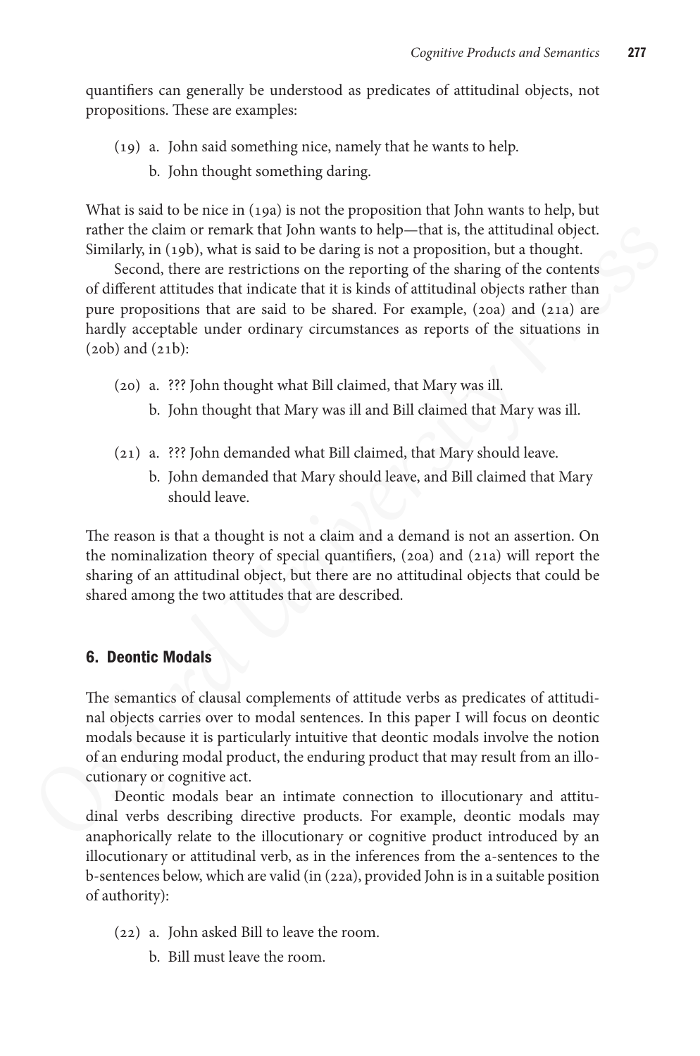quantifiers can generally be understood as predicates of attitudinal objects, not propositions. These are examples:

(19) a. John said something nice, namely that he wants to help.
  b. John thought something daring.

What is said to be nice in (19a) is not the proposition that John wants to help, but rather the claim or remark that John wants to help—that is, the attitudinal object. Similarly, in (19b), what is said to be daring is not a proposition, but a thought.

Second, there are restrictions on the reporting of the sharing of the contents of different attitudes that indicate that it is kinds of attitudinal objects rather than pure propositions that are said to be shared. For example, (20a) and (21a) are hardly acceptable under ordinary circumstances as reports of the situations in (20b) and (21b):

(20) a. ??? John thought what Bill claimed, that Mary was ill.
  b. John thought that Mary was ill and Bill claimed that Mary was ill.

(21) a. ??? John demanded what Bill claimed, that Mary should leave.
  b. John demanded that Mary should leave, and Bill claimed that Mary should leave.

The reason is that a thought is not a claim and a demand is not an assertion. On the nominalization theory of special quantifiers, (20a) and (21a) will report the sharing of an attitudinal object, but there are no attitudinal objects that could be shared among the two attitudes that are described.

## 6. Deontic Modals

The semantics of clausal complements of attitude verbs as predicates of attitudinal objects carries over to modal sentences. In this paper I will focus on deontic modals because it is particularly intuitive that deontic modals involve the notion of an enduring modal product, the enduring product that may result from an illocutionary or cognitive act.

Deontic modals bear an intimate connection to illocutionary and attitudinal verbs describing directive products. For example, deontic modals may anaphorically relate to the illocutionary or cognitive product introduced by an illocutionary or attitudinal verb, as in the inferences from the a-sentences to the b-sentences below, which are valid (in (22a), provided John is in a suitable position of authority):

(22) a. John asked Bill to leave the room.
  b. Bill must leave the room.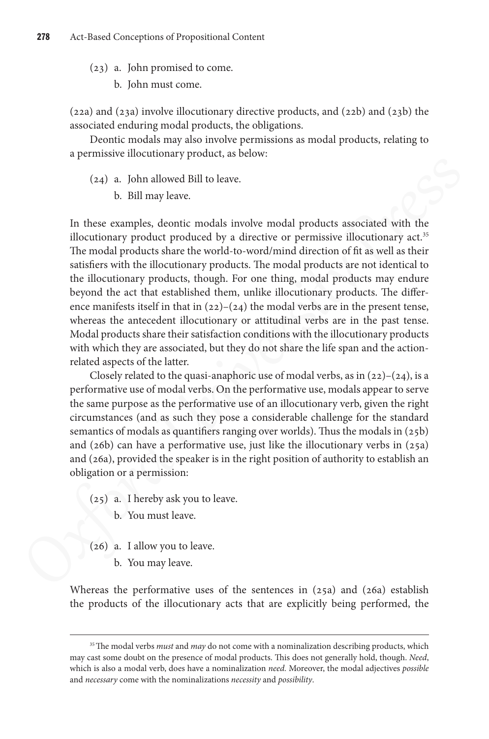(23) a. John promised to come.

b. John must come.

(22a) and (23a) involve illocutionary directive products, and (22b) and (23b) the associated enduring modal products, the obligations.

Deontic modals may also involve permissions as modal products, relating to a permissive illocutionary product, as below:

(24) a. John allowed Bill to leave.

b. Bill may leave.

In these examples, deontic modals involve modal products associated with the illocutionary product produced by a directive or permissive illocutionary act.[35] The modal products share the world-to-word/mind direction of fit as well as their satisfiers with the illocutionary products. The modal products are not identical to the illocutionary products, though. For one thing, modal products may endure beyond the act that established them, unlike illocutionary products. The difference manifests itself in that in (22)–(24) the modal verbs are in the present tense, whereas the antecedent illocutionary or attitudinal verbs are in the past tense. Modal products share their satisfaction conditions with the illocutionary products with which they are associated, but they do not share the life span and the action-related aspects of the latter.

Closely related to the quasi-anaphoric use of modal verbs, as in (22)–(24), is a performative use of modal verbs. On the performative use, modals appear to serve the same purpose as the performative use of an illocutionary verb, given the right circumstances (and as such they pose a considerable challenge for the standard semantics of modals as quantifiers ranging over worlds). Thus the modals in (25b) and (26b) can have a performative use, just like the illocutionary verbs in (25a) and (26a), provided the speaker is in the right position of authority to establish an obligation or a permission:

(25) a. I hereby ask you to leave.

b. You must leave.

(26) a. I allow you to leave.

b. You may leave.

Whereas the performative uses of the sentences in (25a) and (26a) establish the products of the illocutionary acts that are explicitly being performed, the

[35] The modal verbs *must* and *may* do not come with a nominalization describing products, which may cast some doubt on the presence of modal products. This does not generally hold, though. *Need*, which is also a modal verb, does have a nominalization *need.* Moreover, the modal adjectives *possible* and *necessary* come with the nominalizations *necessity* and *possibility*.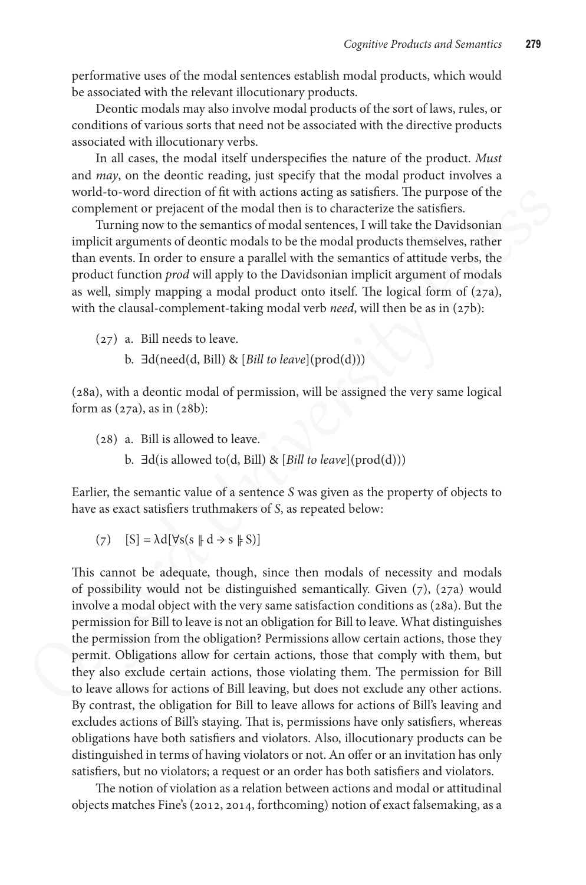performative uses of the modal sentences establish modal products, which would be associated with the relevant illocutionary products.

Deontic modals may also involve modal products of the sort of laws, rules, or conditions of various sorts that need not be associated with the directive products associated with illocutionary verbs.

In all cases, the modal itself underspecifies the nature of the product. *Must* and *may*, on the deontic reading, just specify that the modal product involves a world-to-word direction of fit with actions acting as satisfiers. The purpose of the complement or prejacent of the modal then is to characterize the satisfiers.

Turning now to the semantics of modal sentences, I will take the Davidsonian implicit arguments of deontic modals to be the modal products themselves, rather than events. In order to ensure a parallel with the semantics of attitude verbs, the product function *prod* will apply to the Davidsonian implicit argument of modals as well, simply mapping a modal product onto itself. The logical form of (27a), with the clausal-complement-taking modal verb *need*, will then be as in (27b):

(27) a. Bill needs to leave.

b. $\exists$d(need(d, Bill) & [*Bill to leave*](prod(d)))

(28a), with a deontic modal of permission, will be assigned the very same logical form as (27a), as in (28b):

(28) a. Bill is allowed to leave.

b. $\exists$d(is allowed to(d, Bill) & [*Bill to leave*](prod(d)))

Earlier, the semantic value of a sentence *S* was given as the property of objects to have as exact satisfiers truthmakers of *S*, as repeated below:

(7) $[S] = \lambda d[\forall s(s \Vdash d \rightarrow s \Vdash S)]$

This cannot be adequate, though, since then modals of necessity and modals of possibility would not be distinguished semantically. Given (7), (27a) would involve a modal object with the very same satisfaction conditions as (28a). But the permission for Bill to leave is not an obligation for Bill to leave. What distinguishes the permission from the obligation? Permissions allow certain actions, those they permit. Obligations allow for certain actions, those that comply with them, but they also exclude certain actions, those violating them. The permission for Bill to leave allows for actions of Bill leaving, but does not exclude any other actions. By contrast, the obligation for Bill to leave allows for actions of Bill's leaving and excludes actions of Bill's staying. That is, permissions have only satisfiers, whereas obligations have both satisfiers and violators. Also, illocutionary products can be distinguished in terms of having violators or not. An offer or an invitation has only satisfiers, but no violators; a request or an order has both satisfiers and violators.

The notion of violation as a relation between actions and modal or attitudinal objects matches Fine's (2012, 2014, forthcoming) notion of exact falsemaking, as a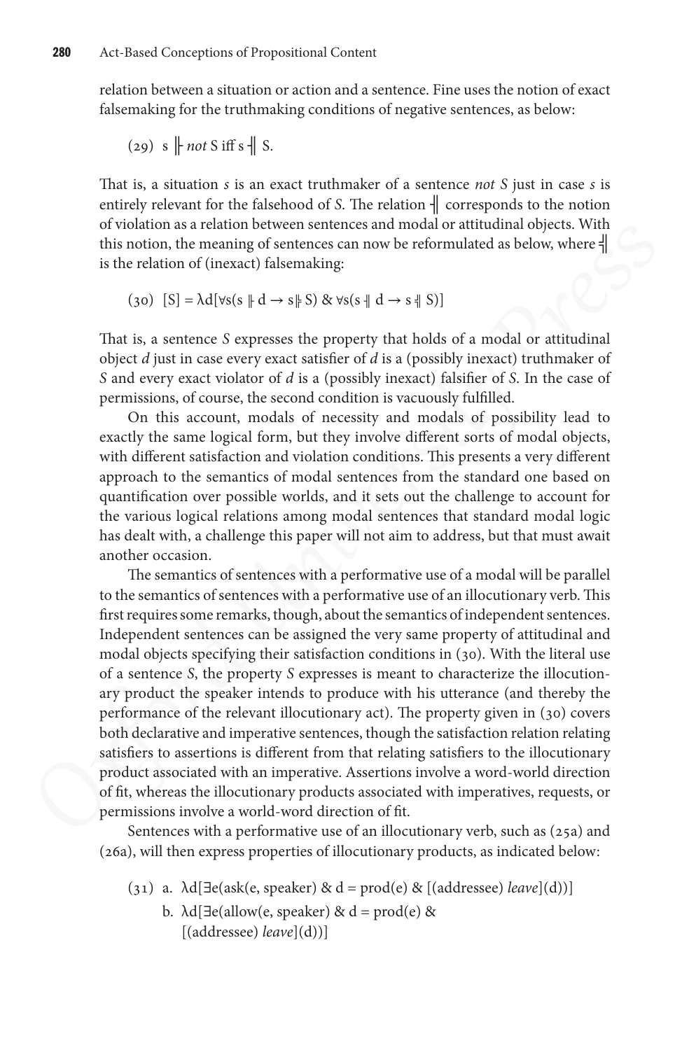relation between a situation or action and a sentence. Fine uses the notion of exact falsemaking for the truthmaking conditions of negative sentences, as below:

(29) s $\Vdash$ *not* S iff s $\dashV$ S.

That is, a situation *s* is an exact truthmaker of a sentence *not S* just in case *s* is entirely relevant for the falsehood of *S*. The relation $\dashV$ corresponds to the notion of violation as a relation between sentences and modal or attitudinal objects. With this notion, the meaning of sentences can now be reformulated as below, where $\dashV$ is the relation of (inexact) falsemaking:

(30) $[S] = \lambda d[\forall s(s \Vdash d \rightarrow s \Vdash S) \ \& \ \forall s(s \dashv d \rightarrow s \dashV S)]$

That is, a sentence *S* expresses the property that holds of a modal or attitudinal object *d* just in case every exact satisfier of *d* is a (possibly inexact) truthmaker of *S* and every exact violator of *d* is a (possibly inexact) falsifier of *S*. In the case of permissions, of course, the second condition is vacuously fulfilled.

On this account, modals of necessity and modals of possibility lead to exactly the same logical form, but they involve different sorts of modal objects, with different satisfaction and violation conditions. This presents a very different approach to the semantics of modal sentences from the standard one based on quantification over possible worlds, and it sets out the challenge to account for the various logical relations among modal sentences that standard modal logic has dealt with, a challenge this paper will not aim to address, but that must await another occasion.

The semantics of sentences with a performative use of a modal will be parallel to the semantics of sentences with a performative use of an illocutionary verb. This first requires some remarks, though, about the semantics of independent sentences. Independent sentences can be assigned the very same property of attitudinal and modal objects specifying their satisfaction conditions in (30). With the literal use of a sentence *S*, the property *S* expresses is meant to characterize the illocutionary product the speaker intends to produce with his utterance (and thereby the performance of the relevant illocutionary act). The property given in (30) covers both declarative and imperative sentences, though the satisfaction relation relating satisfiers to assertions is different from that relating satisfiers to the illocutionary product associated with an imperative. Assertions involve a word-world direction of fit, whereas the illocutionary products associated with imperatives, requests, or permissions involve a world-word direction of fit.

Sentences with a performative use of an illocutionary verb, such as (25a) and (26a), will then express properties of illocutionary products, as indicated below:

(31) a. $\lambda d[\exists e(\text{ask}(e, \text{speaker}) \ \& \ d = \text{prod}(e) \ \& \ [(\text{addressee}) \ \textit{leave}](d))]$

b. $\lambda d[\exists e(\text{allow}(e, \text{speaker}) \ \& \ d = \text{prod}(e) \ \& \ [(\text{addressee}) \ \textit{leave}](d))]$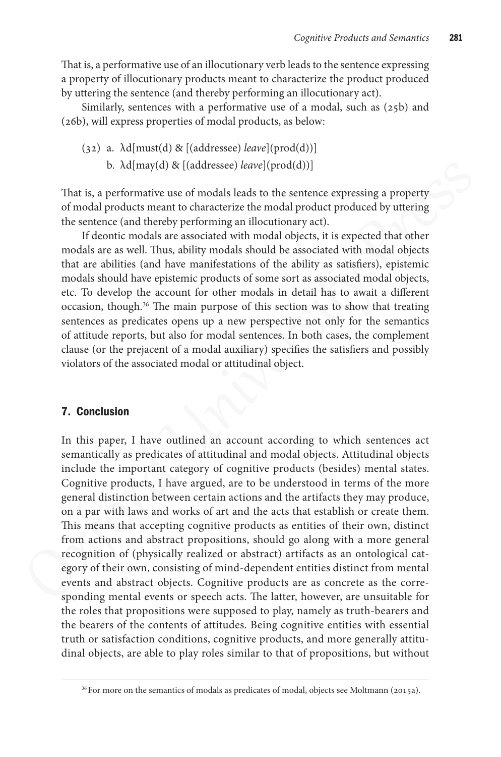That is, a performative use of an illocutionary verb leads to the sentence expressing a property of illocutionary products meant to characterize the product produced by uttering the sentence (and thereby performing an illocutionary act).

Similarly, sentences with a performative use of a modal, such as (25b) and (26b), will express properties of modal products, as below:

(32) a. λd[must(d) & [(addressee) *leave*](prod(d))]

b. λd[may(d) & [(addressee) *leave*](prod(d))]

That is, a performative use of modals leads to the sentence expressing a property of modal products meant to characterize the modal product produced by uttering the sentence (and thereby performing an illocutionary act).

If deontic modals are associated with modal objects, it is expected that other modals are as well. Thus, ability modals should be associated with modal objects that are abilities (and have manifestations of the ability as satisfiers), epistemic modals should have epistemic products of some sort as associated modal objects, etc. To develop the account for other modals in detail has to await a different occasion, though.[36] The main purpose of this section was to show that treating sentences as predicates opens up a new perspective not only for the semantics of attitude reports, but also for modal sentences. In both cases, the complement clause (or the prejacent of a modal auxiliary) specifies the satisfiers and possibly violators of the associated modal or attitudinal object.

## 7. Conclusion

In this paper, I have outlined an account according to which sentences act semantically as predicates of attitudinal and modal objects. Attitudinal objects include the important category of cognitive products (besides) mental states. Cognitive products, I have argued, are to be understood in terms of the more general distinction between certain actions and the artifacts they may produce, on a par with laws and works of art and the acts that establish or create them. This means that accepting cognitive products as entities of their own, distinct from actions and abstract propositions, should go along with a more general recognition of (physically realized or abstract) artifacts as an ontological category of their own, consisting of mind-dependent entities distinct from mental events and abstract objects. Cognitive products are as concrete as the corresponding mental events or speech acts. The latter, however, are unsuitable for the roles that propositions were supposed to play, namely as truth-bearers and the bearers of the contents of attitudes. Being cognitive entities with essential truth or satisfaction conditions, cognitive products, and more generally attitudinal objects, are able to play roles similar to that of propositions, but without

[36] For more on the semantics of modals as predicates of modal, objects see Moltmann (2015a).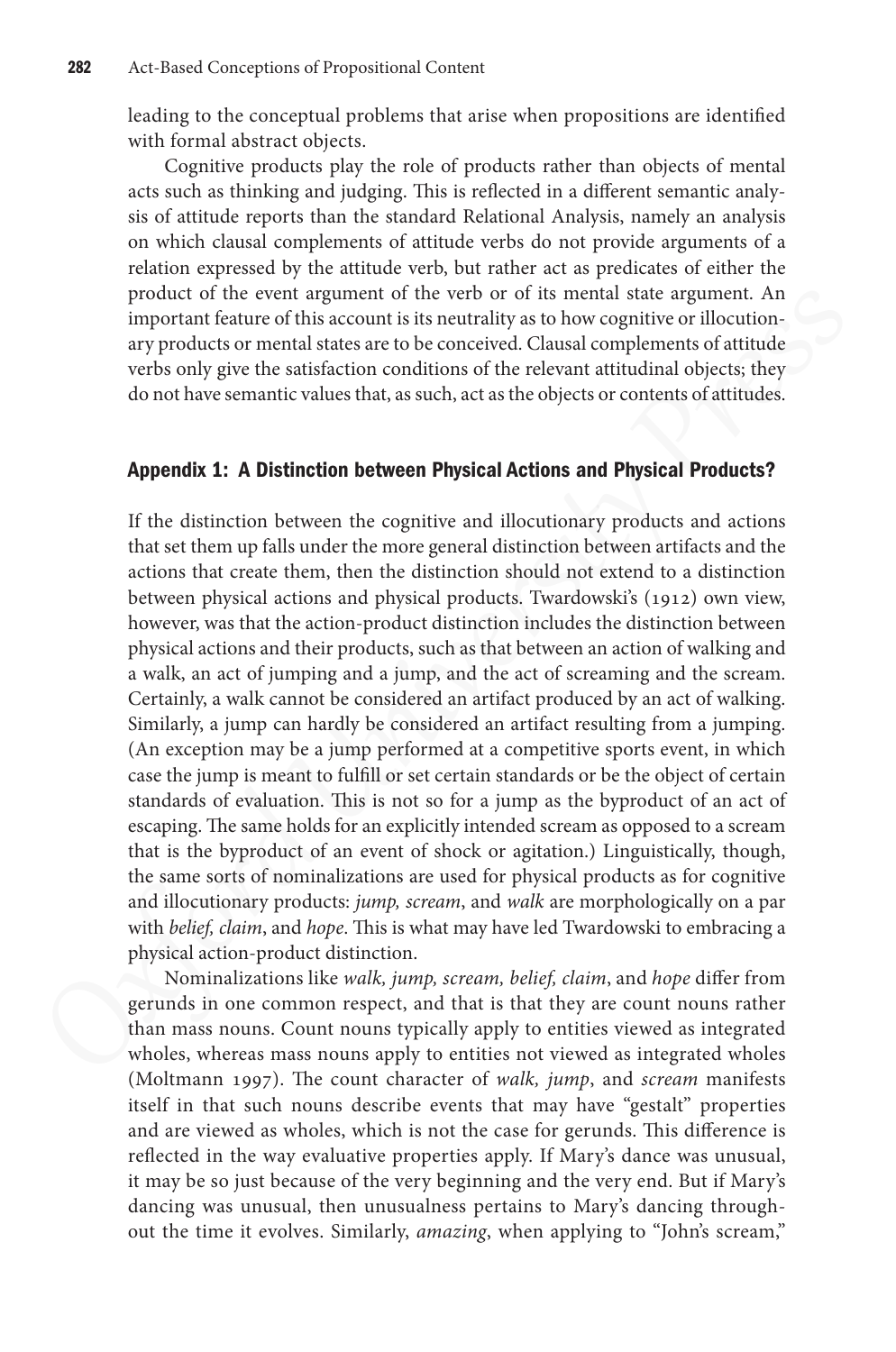leading to the conceptual problems that arise when propositions are identified with formal abstract objects.

Cognitive products play the role of products rather than objects of mental acts such as thinking and judging. This is reflected in a different semantic analysis of attitude reports than the standard Relational Analysis, namely an analysis on which clausal complements of attitude verbs do not provide arguments of a relation expressed by the attitude verb, but rather act as predicates of either the product of the event argument of the verb or of its mental state argument. An important feature of this account is its neutrality as to how cognitive or illocutionary products or mental states are to be conceived. Clausal complements of attitude verbs only give the satisfaction conditions of the relevant attitudinal objects; they do not have semantic values that, as such, act as the objects or contents of attitudes.

## Appendix 1: A Distinction between Physical Actions and Physical Products?

If the distinction between the cognitive and illocutionary products and actions that set them up falls under the more general distinction between artifacts and the actions that create them, then the distinction should not extend to a distinction between physical actions and physical products. Twardowski's (1912) own view, however, was that the action-product distinction includes the distinction between physical actions and their products, such as that between an action of walking and a walk, an act of jumping and a jump, and the act of screaming and the scream. Certainly, a walk cannot be considered an artifact produced by an act of walking. Similarly, a jump can hardly be considered an artifact resulting from a jumping. (An exception may be a jump performed at a competitive sports event, in which case the jump is meant to fulfill or set certain standards or be the object of certain standards of evaluation. This is not so for a jump as the byproduct of an act of escaping. The same holds for an explicitly intended scream as opposed to a scream that is the byproduct of an event of shock or agitation.) Linguistically, though, the same sorts of nominalizations are used for physical products as for cognitive and illocutionary products: *jump, scream*, and *walk* are morphologically on a par with *belief, claim*, and *hope*. This is what may have led Twardowski to embracing a physical action-product distinction.

Nominalizations like *walk, jump, scream, belief, claim*, and *hope* differ from gerunds in one common respect, and that is that they are count nouns rather than mass nouns. Count nouns typically apply to entities viewed as integrated wholes, whereas mass nouns apply to entities not viewed as integrated wholes (Moltmann 1997). The count character of *walk, jump*, and *scream* manifests itself in that such nouns describe events that may have "gestalt" properties and are viewed as wholes, which is not the case for gerunds. This difference is reflected in the way evaluative properties apply. If Mary's dance was unusual, it may be so just because of the very beginning and the very end. But if Mary's dancing was unusual, then unusualness pertains to Mary's dancing throughout the time it evolves. Similarly, *amazing*, when applying to "John's scream,"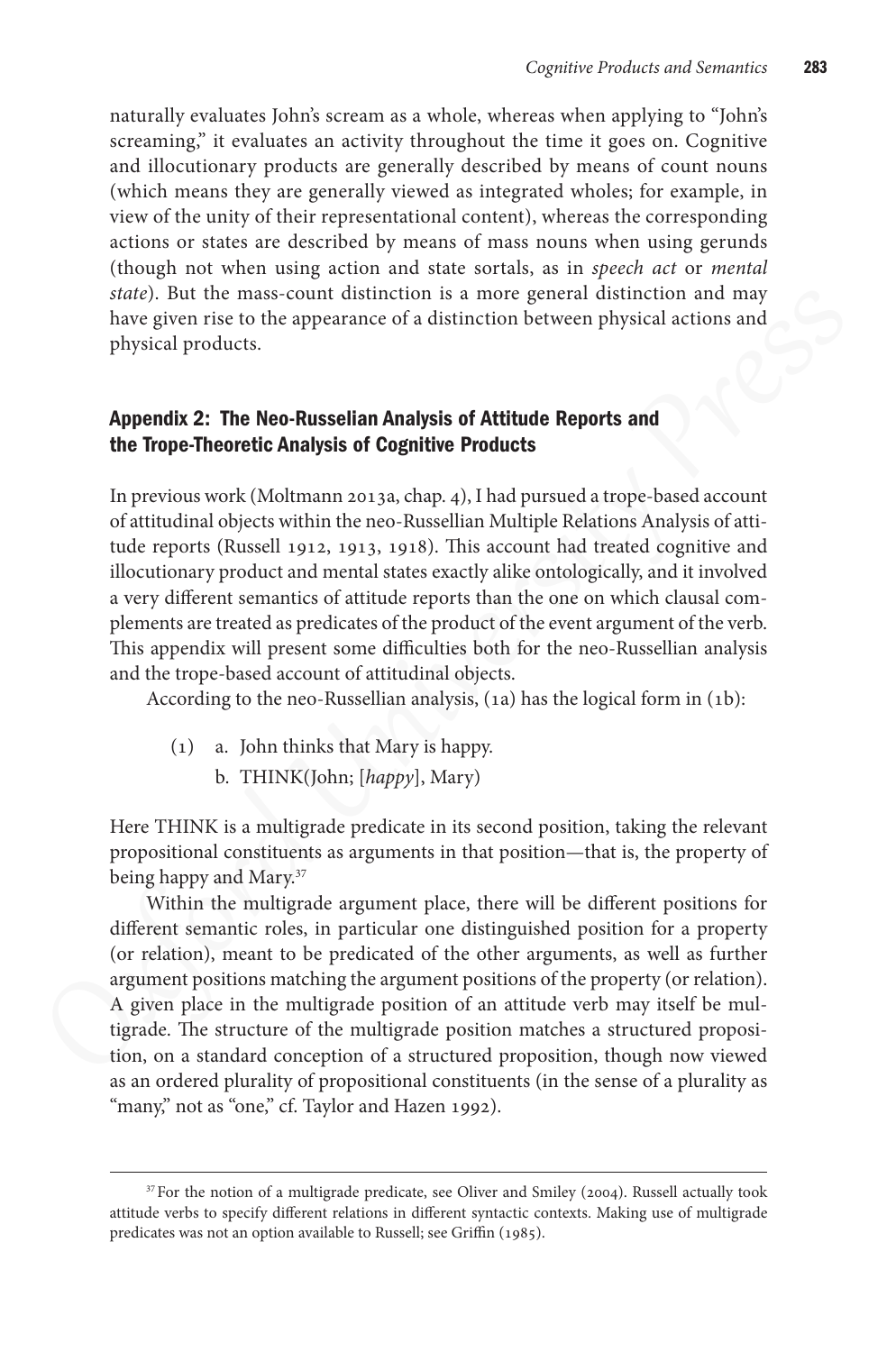naturally evaluates John's scream as a whole, whereas when applying to "John's screaming," it evaluates an activity throughout the time it goes on. Cognitive and illocutionary products are generally described by means of count nouns (which means they are generally viewed as integrated wholes; for example, in view of the unity of their representational content), whereas the corresponding actions or states are described by means of mass nouns when using gerunds (though not when using action and state sortals, as in *speech act* or *mental state*). But the mass-count distinction is a more general distinction and may have given rise to the appearance of a distinction between physical actions and physical products.

## Appendix 2: The Neo-Russelian Analysis of Attitude Reports and the Trope-Theoretic Analysis of Cognitive Products

In previous work (Moltmann 2013a, chap. 4), I had pursued a trope-based account of attitudinal objects within the neo-Russellian Multiple Relations Analysis of attitude reports (Russell 1912, 1913, 1918). This account had treated cognitive and illocutionary product and mental states exactly alike ontologically, and it involved a very different semantics of attitude reports than the one on which clausal complements are treated as predicates of the product of the event argument of the verb. This appendix will present some difficulties both for the neo-Russellian analysis and the trope-based account of attitudinal objects.

According to the neo-Russellian analysis, (1a) has the logical form in (1b):

(1) a. John thinks that Mary is happy.
    b. THINK(John; [*happy*], Mary)

Here THINK is a multigrade predicate in its second position, taking the relevant propositional constituents as arguments in that position—that is, the property of being happy and Mary.[37]

Within the multigrade argument place, there will be different positions for different semantic roles, in particular one distinguished position for a property (or relation), meant to be predicated of the other arguments, as well as further argument positions matching the argument positions of the property (or relation). A given place in the multigrade position of an attitude verb may itself be multigrade. The structure of the multigrade position matches a structured proposition, on a standard conception of a structured proposition, though now viewed as an ordered plurality of propositional constituents (in the sense of a plurality as "many," not as "one," cf. Taylor and Hazen 1992).

---

[37] For the notion of a multigrade predicate, see Oliver and Smiley (2004). Russell actually took attitude verbs to specify different relations in different syntactic contexts. Making use of multigrade predicates was not an option available to Russell; see Griffin (1985).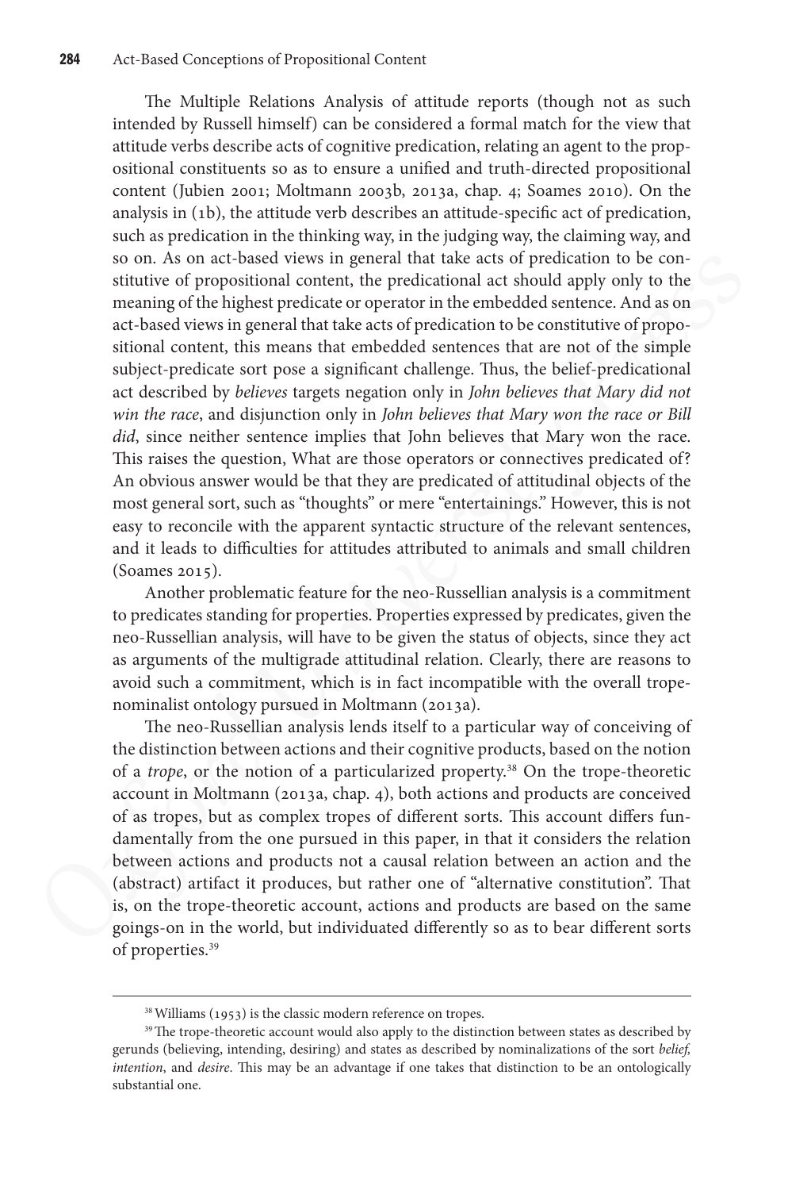The Multiple Relations Analysis of attitude reports (though not as such intended by Russell himself) can be considered a formal match for the view that attitude verbs describe acts of cognitive predication, relating an agent to the propositional constituents so as to ensure a unified and truth-directed propositional content (Jubien 2001; Moltmann 2003b, 2013a, chap. 4; Soames 2010). On the analysis in (1b), the attitude verb describes an attitude-specific act of predication, such as predication in the thinking way, in the judging way, the claiming way, and so on. As on act-based views in general that take acts of predication to be constitutive of propositional content, the predicational act should apply only to the meaning of the highest predicate or operator in the embedded sentence. And as on act-based views in general that take acts of predication to be constitutive of propositional content, this means that embedded sentences that are not of the simple subject-predicate sort pose a significant challenge. Thus, the belief-predicational act described by *believes* targets negation only in *John believes that Mary did not win the race*, and disjunction only in *John believes that Mary won the race or Bill did*, since neither sentence implies that John believes that Mary won the race. This raises the question, What are those operators or connectives predicated of? An obvious answer would be that they are predicated of attitudinal objects of the most general sort, such as "thoughts" or mere "entertainings." However, this is not easy to reconcile with the apparent syntactic structure of the relevant sentences, and it leads to difficulties for attitudes attributed to animals and small children (Soames 2015).

Another problematic feature for the neo-Russellian analysis is a commitment to predicates standing for properties. Properties expressed by predicates, given the neo-Russellian analysis, will have to be given the status of objects, since they act as arguments of the multigrade attitudinal relation. Clearly, there are reasons to avoid such a commitment, which is in fact incompatible with the overall trope-nominalist ontology pursued in Moltmann (2013a).

The neo-Russellian analysis lends itself to a particular way of conceiving of the distinction between actions and their cognitive products, based on the notion of a *trope*, or the notion of a particularized property.[38] On the trope-theoretic account in Moltmann (2013a, chap. 4), both actions and products are conceived of as tropes, but as complex tropes of different sorts. This account differs fundamentally from the one pursued in this paper, in that it considers the relation between actions and products not a causal relation between an action and the (abstract) artifact it produces, but rather one of "alternative constitution". That is, on the trope-theoretic account, actions and products are based on the same goings-on in the world, but individuated differently so as to bear different sorts of properties.[39]

---

[38] Williams (1953) is the classic modern reference on tropes.

[39] The trope-theoretic account would also apply to the distinction between states as described by gerunds (believing, intending, desiring) and states as described by nominalizations of the sort *belief, intention*, and *desire*. This may be an advantage if one takes that distinction to be an ontologically substantial one.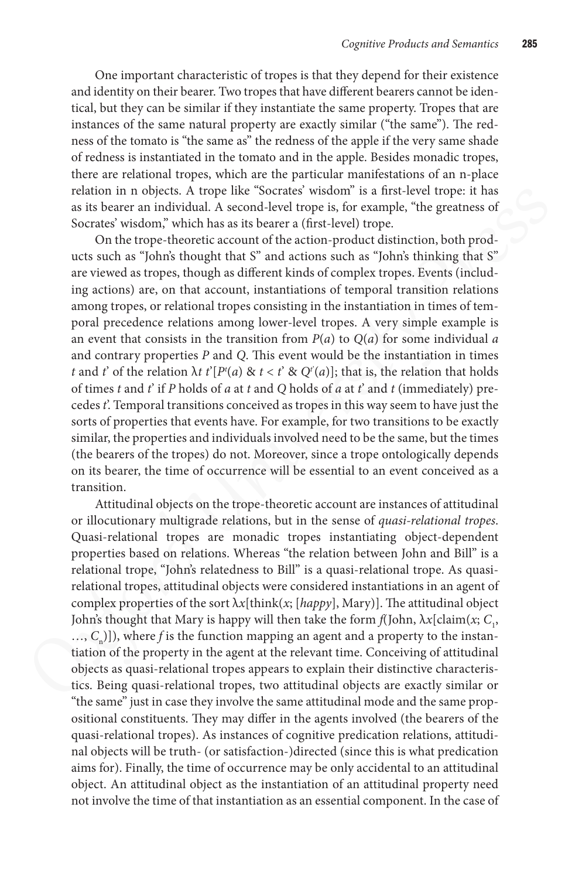One important characteristic of tropes is that they depend for their existence and identity on their bearer. Two tropes that have different bearers cannot be identical, but they can be similar if they instantiate the same property. Tropes that are instances of the same natural property are exactly similar ("the same"). The redness of the tomato is "the same as" the redness of the apple if the very same shade of redness is instantiated in the tomato and in the apple. Besides monadic tropes, there are relational tropes, which are the particular manifestations of an n-place relation in n objects. A trope like "Socrates' wisdom" is a first-level trope: it has as its bearer an individual. A second-level trope is, for example, "the greatness of Socrates' wisdom," which has as its bearer a (first-level) trope.

On the trope-theoretic account of the action-product distinction, both products such as "John's thought that S" and actions such as "John's thinking that S" are viewed as tropes, though as different kinds of complex tropes. Events (including actions) are, on that account, instantiations of temporal transition relations among tropes, or relational tropes consisting in the instantiation in times of temporal precedence relations among lower-level tropes. A very simple example is an event that consists in the transition from $P(a)$ to $Q(a)$ for some individual $a$ and contrary properties $P$ and $Q$. This event would be the instantiation in times $t$ and $t'$ of the relation $\lambda t\, t'[P^t(a)\ \&\ t < t'\ \&\ Q^{t'}(a)]$; that is, the relation that holds of times $t$ and $t'$ if $P$ holds of $a$ at $t$ and $Q$ holds of $a$ at $t'$ and $t$ (immediately) precedes $t'$. Temporal transitions conceived as tropes in this way seem to have just the sorts of properties that events have. For example, for two transitions to be exactly similar, the properties and individuals involved need to be the same, but the times (the bearers of the tropes) do not. Moreover, since a trope ontologically depends on its bearer, the time of occurrence will be essential to an event conceived as a transition.

Attitudinal objects on the trope-theoretic account are instances of attitudinal or illocutionary multigrade relations, but in the sense of *quasi-relational tropes*. Quasi-relational tropes are monadic tropes instantiating object-dependent properties based on relations. Whereas "the relation between John and Bill" is a relational trope, "John's relatedness to Bill" is a quasi-relational trope. As quasi-relational tropes, attitudinal objects were considered instantiations in an agent of complex properties of the sort $\lambda x[\text{think}(x; [happy], \text{Mary})]$. The attitudinal object John's thought that Mary is happy will then take the form $f(\text{John}, \lambda x[\text{claim}(x; C_1, \ldots, C_n)])$, where $f$ is the function mapping an agent and a property to the instantiation of the property in the agent at the relevant time. Conceiving of attitudinal objects as quasi-relational tropes appears to explain their distinctive characteristics. Being quasi-relational tropes, two attitudinal objects are exactly similar or "the same" just in case they involve the same attitudinal mode and the same propositional constituents. They may differ in the agents involved (the bearers of the quasi-relational tropes). As instances of cognitive predication relations, attitudinal objects will be truth- (or satisfaction-)directed (since this is what predication aims for). Finally, the time of occurrence may be only accidental to an attitudinal object. An attitudinal object as the instantiation of an attitudinal property need not involve the time of that instantiation as an essential component. In the case of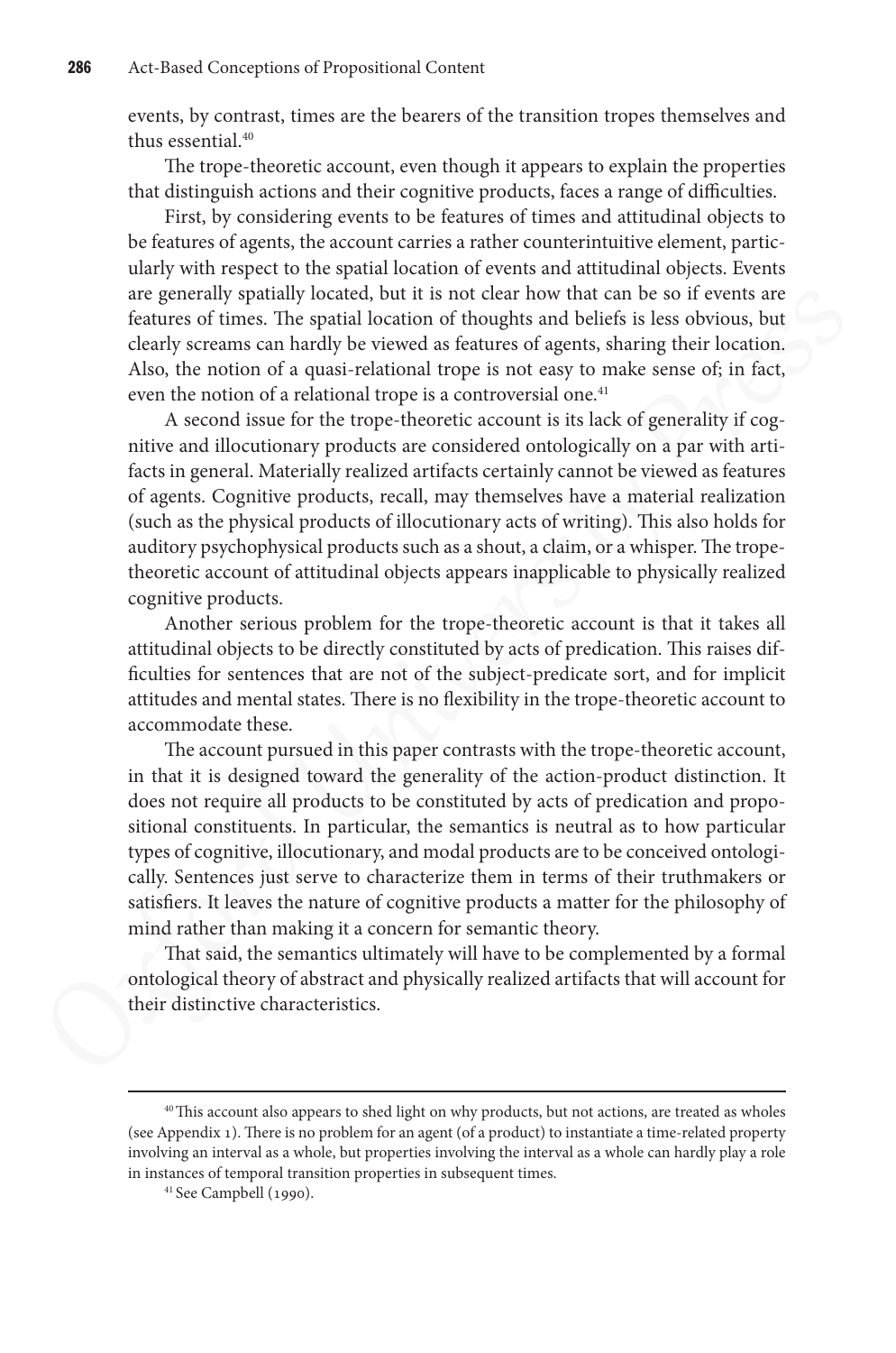events, by contrast, times are the bearers of the transition tropes themselves and thus essential.[40]

The trope-theoretic account, even though it appears to explain the properties that distinguish actions and their cognitive products, faces a range of difficulties.

First, by considering events to be features of times and attitudinal objects to be features of agents, the account carries a rather counterintuitive element, particularly with respect to the spatial location of events and attitudinal objects. Events are generally spatially located, but it is not clear how that can be so if events are features of times. The spatial location of thoughts and beliefs is less obvious, but clearly screams can hardly be viewed as features of agents, sharing their location. Also, the notion of a quasi-relational trope is not easy to make sense of; in fact, even the notion of a relational trope is a controversial one.[41]

A second issue for the trope-theoretic account is its lack of generality if cognitive and illocutionary products are considered ontologically on a par with artifacts in general. Materially realized artifacts certainly cannot be viewed as features of agents. Cognitive products, recall, may themselves have a material realization (such as the physical products of illocutionary acts of writing). This also holds for auditory psychophysical products such as a shout, a claim, or a whisper. The trope-theoretic account of attitudinal objects appears inapplicable to physically realized cognitive products.

Another serious problem for the trope-theoretic account is that it takes all attitudinal objects to be directly constituted by acts of predication. This raises difficulties for sentences that are not of the subject-predicate sort, and for implicit attitudes and mental states. There is no flexibility in the trope-theoretic account to accommodate these.

The account pursued in this paper contrasts with the trope-theoretic account, in that it is designed toward the generality of the action-product distinction. It does not require all products to be constituted by acts of predication and propositional constituents. In particular, the semantics is neutral as to how particular types of cognitive, illocutionary, and modal products are to be conceived ontologically. Sentences just serve to characterize them in terms of their truthmakers or satisfiers. It leaves the nature of cognitive products a matter for the philosophy of mind rather than making it a concern for semantic theory.

That said, the semantics ultimately will have to be complemented by a formal ontological theory of abstract and physically realized artifacts that will account for their distinctive characteristics.

---

[40] This account also appears to shed light on why products, but not actions, are treated as wholes (see Appendix 1). There is no problem for an agent (of a product) to instantiate a time-related property involving an interval as a whole, but properties involving the interval as a whole can hardly play a role in instances of temporal transition properties in subsequent times.

[41] See Campbell (1990).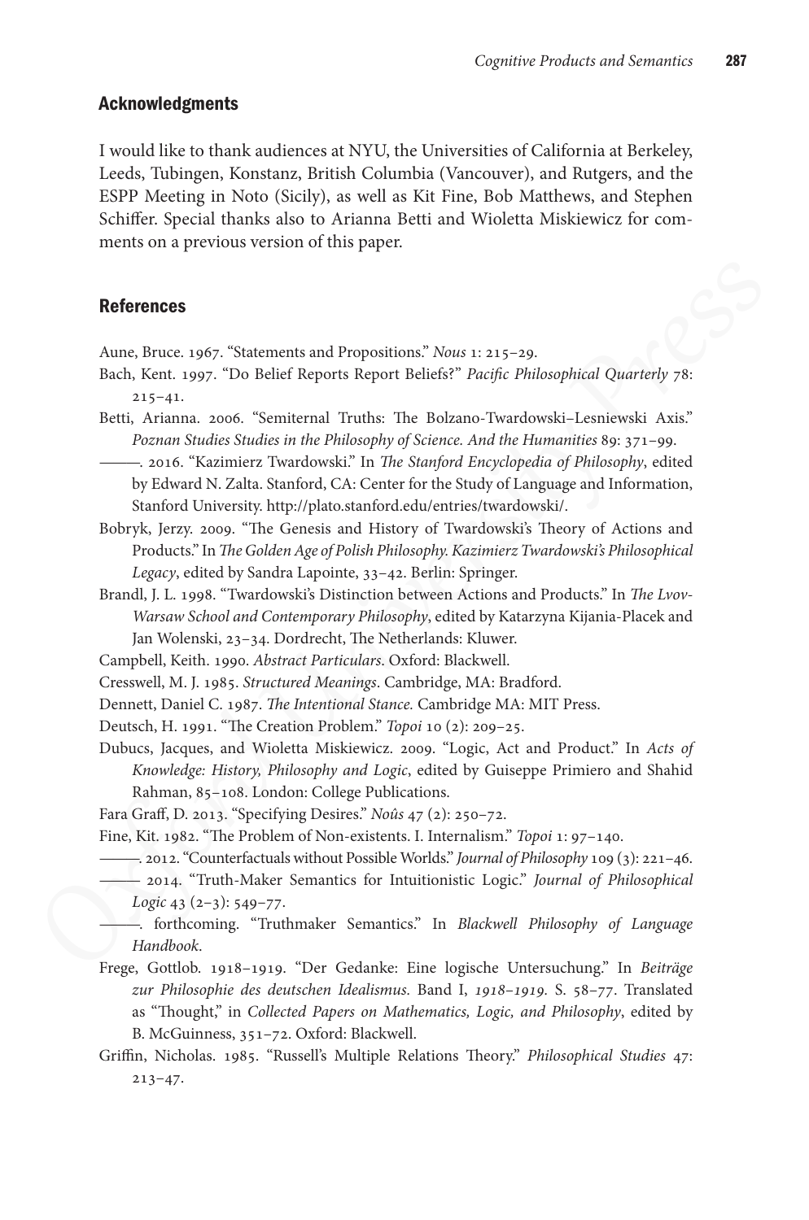## Acknowledgments

I would like to thank audiences at NYU, the Universities of California at Berkeley, Leeds, Tubingen, Konstanz, British Columbia (Vancouver), and Rutgers, and the ESPP Meeting in Noto (Sicily), as well as Kit Fine, Bob Matthews, and Stephen Schiffer. Special thanks also to Arianna Betti and Wioletta Miskiewicz for comments on a previous version of this paper.

## References

Aune, Bruce. 1967. "Statements and Propositions." *Nous* 1: 215–29.

Bach, Kent. 1997. "Do Belief Reports Report Beliefs?" *Pacific Philosophical Quarterly* 78: 215–41.

Betti, Arianna. 2006. "Semiternal Truths: The Bolzano-Twardowski–Lesniewski Axis." *Poznan Studies Studies in the Philosophy of Science. And the Humanities* 89: 371–99.

———. 2016. "Kazimierz Twardowski." In *The Stanford Encyclopedia of Philosophy*, edited by Edward N. Zalta. Stanford, CA: Center for the Study of Language and Information, Stanford University. http://plato.stanford.edu/entries/twardowski/.

Bobryk, Jerzy. 2009. "The Genesis and History of Twardowski's Theory of Actions and Products." In *The Golden Age of Polish Philosophy. Kazimierz Twardowski's Philosophical Legacy*, edited by Sandra Lapointe, 33–42. Berlin: Springer.

Brandl, J. L. 1998. "Twardowski's Distinction between Actions and Products." In *The Lvov-Warsaw School and Contemporary Philosophy*, edited by Katarzyna Kijania-Placek and Jan Wolenski, 23–34. Dordrecht, The Netherlands: Kluwer.

Campbell, Keith. 1990. *Abstract Particulars*. Oxford: Blackwell.

Cresswell, M. J. 1985. *Structured Meanings*. Cambridge, MA: Bradford.

Dennett, Daniel C. 1987. *The Intentional Stance.* Cambridge MA: MIT Press.

Deutsch, H. 1991. "The Creation Problem." *Topoi* 10 (2): 209–25.

Dubucs, Jacques, and Wioletta Miskiewicz. 2009. "Logic, Act and Product." In *Acts of Knowledge: History, Philosophy and Logic*, edited by Guiseppe Primiero and Shahid Rahman, 85–108. London: College Publications.

Fara Graff, D. 2013. "Specifying Desires." *Noûs* 47 (2): 250–72.

Fine, Kit. 1982. "The Problem of Non-existents. I. Internalism." *Topoi* 1: 97–140.

———. 2012. "Counterfactuals without Possible Worlds." *Journal of Philosophy* 109 (3): 221–46.

——— 2014. "Truth-Maker Semantics for Intuitionistic Logic." *Journal of Philosophical Logic* 43 (2–3): 549–77.

———. forthcoming. "Truthmaker Semantics." In *Blackwell Philosophy of Language Handbook*.

Frege, Gottlob. 1918–1919. "Der Gedanke: Eine logische Untersuchung." In *Beiträge zur Philosophie des deutschen Idealismus.* Band I, *1918–1919.* S. 58–77. Translated as "Thought," in *Collected Papers on Mathematics, Logic, and Philosophy*, edited by B. McGuinness, 351–72. Oxford: Blackwell.

Griffin, Nicholas. 1985. "Russell's Multiple Relations Theory." *Philosophical Studies* 47: 213–47.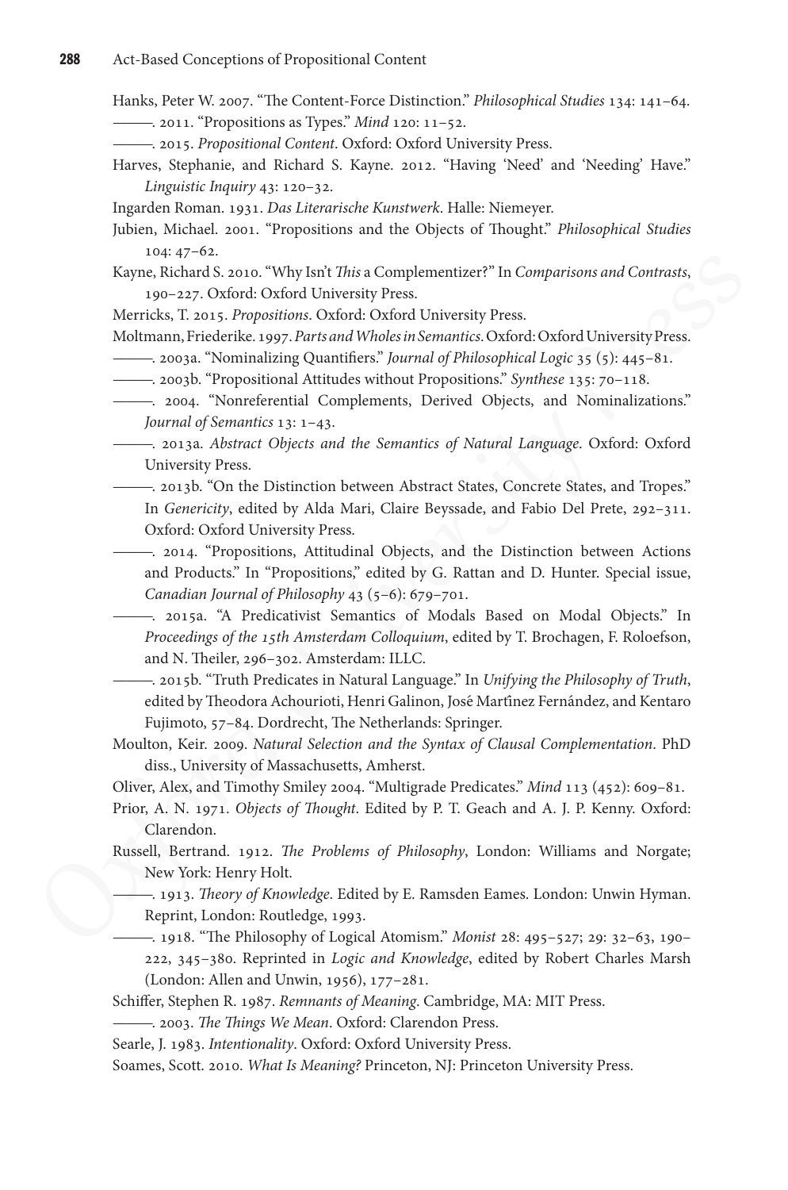Hanks, Peter W. 2007. "The Content-Force Distinction." *Philosophical Studies* 134: 141–64.

———. 2011. "Propositions as Types." *Mind* 120: 11–52.

———. 2015. *Propositional Content*. Oxford: Oxford University Press.

Harves, Stephanie, and Richard S. Kayne. 2012. "Having 'Need' and 'Needing' Have." *Linguistic Inquiry* 43: 120–32.

Ingarden Roman. 1931. *Das Literarische Kunstwerk*. Halle: Niemeyer.

Jubien, Michael. 2001. "Propositions and the Objects of Thought." *Philosophical Studies* 104: 47–62.

Kayne, Richard S. 2010. "Why Isn't *This* a Complementizer?" In *Comparisons and Contrasts*, 190–227. Oxford: Oxford University Press.

Merricks, T. 2015. *Propositions*. Oxford: Oxford University Press.

Moltmann, Friederike. 1997. *Parts and Wholes in Semantics*. Oxford: Oxford University Press.

———. 2003a. "Nominalizing Quantifiers." *Journal of Philosophical Logic* 35 (5): 445–81.

———. 2003b. "Propositional Attitudes without Propositions." *Synthese* 135: 70–118.

———. 2004. "Nonreferential Complements, Derived Objects, and Nominalizations." *Journal of Semantics* 13: 1–43.

———. 2013a. *Abstract Objects and the Semantics of Natural Language*. Oxford: Oxford University Press.

———. 2013b. "On the Distinction between Abstract States, Concrete States, and Tropes." In *Genericity*, edited by Alda Mari, Claire Beyssade, and Fabio Del Prete, 292–311. Oxford: Oxford University Press.

———. 2014. "Propositions, Attitudinal Objects, and the Distinction between Actions and Products." In "Propositions," edited by G. Rattan and D. Hunter. Special issue, *Canadian Journal of Philosophy* 43 (5–6): 679–701.

———. 2015a. "A Predicativist Semantics of Modals Based on Modal Objects." In *Proceedings of the 15th Amsterdam Colloquium*, edited by T. Brochagen, F. Roloefson, and N. Theiler, 296–302. Amsterdam: ILLC.

———. 2015b. "Truth Predicates in Natural Language." In *Unifying the Philosophy of Truth*, edited by Theodora Achourioti, Henri Galinon, José Martînez Fernández, and Kentaro Fujimoto, 57–84. Dordrecht, The Netherlands: Springer.

Moulton, Keir. 2009. *Natural Selection and the Syntax of Clausal Complementation*. PhD diss., University of Massachusetts, Amherst.

Oliver, Alex, and Timothy Smiley 2004. "Multigrade Predicates." *Mind* 113 (452): 609–81.

Prior, A. N. 1971. *Objects of Thought*. Edited by P. T. Geach and A. J. P. Kenny. Oxford: Clarendon.

Russell, Bertrand. 1912. *The Problems of Philosophy*, London: Williams and Norgate; New York: Henry Holt.

———. 1913. *Theory of Knowledge*. Edited by E. Ramsden Eames. London: Unwin Hyman. Reprint, London: Routledge, 1993.

———. 1918. "The Philosophy of Logical Atomism." *Monist* 28: 495–527; 29: 32–63, 190–222, 345–380. Reprinted in *Logic and Knowledge*, edited by Robert Charles Marsh (London: Allen and Unwin, 1956), 177–281.

Schiffer, Stephen R. 1987. *Remnants of Meaning*. Cambridge, MA: MIT Press.

———. 2003. *The Things We Mean*. Oxford: Clarendon Press.

Searle, J. 1983. *Intentionality*. Oxford: Oxford University Press.

Soames, Scott. 2010. *What Is Meaning?* Princeton, NJ: Princeton University Press.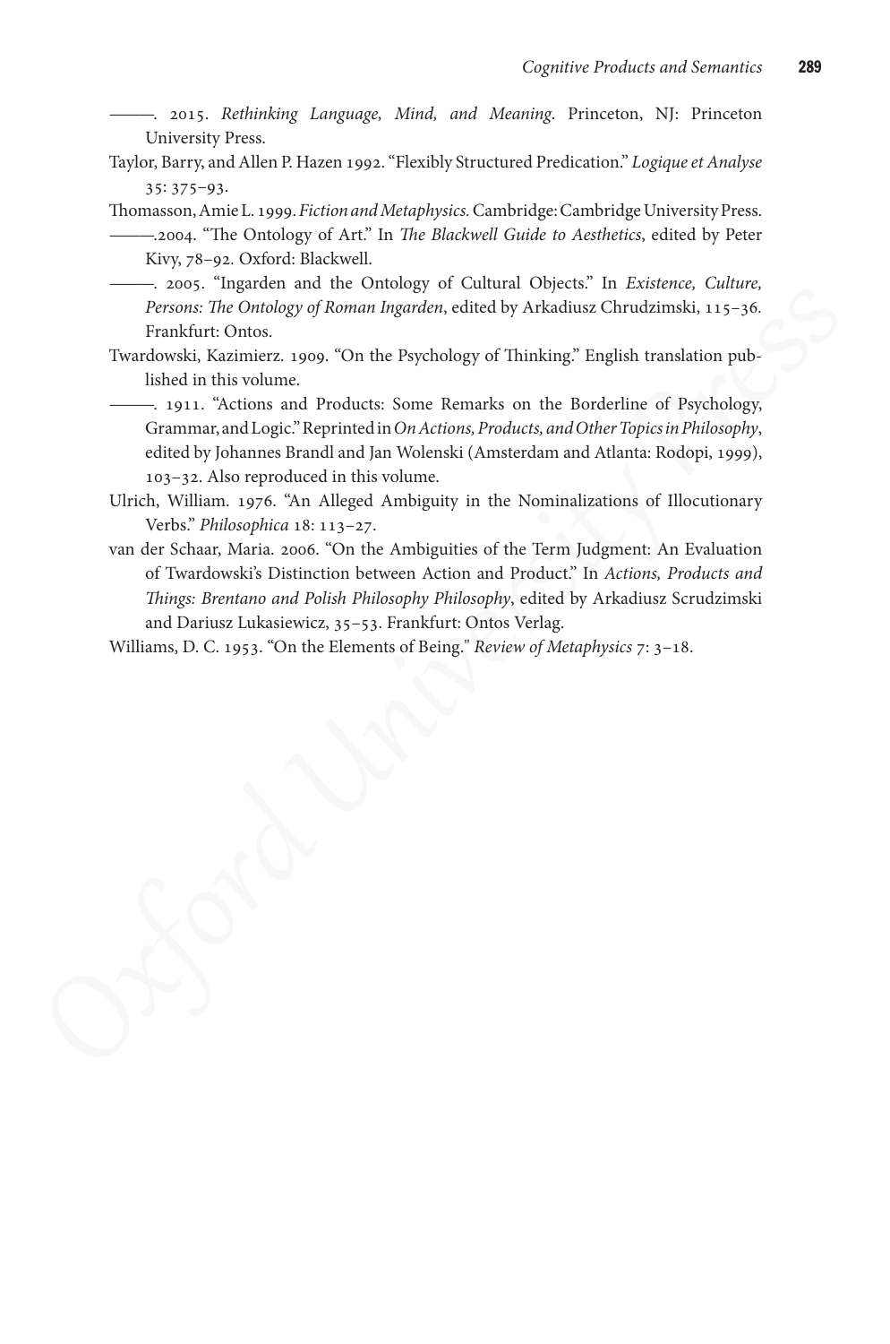———. 2015. *Rethinking Language, Mind, and Meaning*. Princeton, NJ: Princeton University Press.

Taylor, Barry, and Allen P. Hazen 1992. "Flexibly Structured Predication." *Logique et Analyse* 35: 375–93.

Thomasson, Amie L. 1999. *Fiction and Metaphysics.* Cambridge: Cambridge University Press.

———.2004. "The Ontology of Art." In *The Blackwell Guide to Aesthetics*, edited by Peter Kivy, 78–92. Oxford: Blackwell.

———. 2005. "Ingarden and the Ontology of Cultural Objects." In *Existence, Culture, Persons: The Ontology of Roman Ingarden*, edited by Arkadiusz Chrudzimski, 115–36. Frankfurt: Ontos.

Twardowski, Kazimierz. 1909. "On the Psychology of Thinking." English translation published in this volume.

———. 1911. "Actions and Products: Some Remarks on the Borderline of Psychology, Grammar, and Logic." Reprinted in *On Actions, Products, and Other Topics in Philosophy*, edited by Johannes Brandl and Jan Wolenski (Amsterdam and Atlanta: Rodopi, 1999), 103–32. Also reproduced in this volume.

Ulrich, William. 1976. "An Alleged Ambiguity in the Nominalizations of Illocutionary Verbs." *Philosophica* 18: 113–27.

van der Schaar, Maria. 2006. "On the Ambiguities of the Term Judgment: An Evaluation of Twardowski's Distinction between Action and Product." In *Actions, Products and Things: Brentano and Polish Philosophy Philosophy*, edited by Arkadiusz Scrudzimski and Dariusz Lukasiewicz, 35–53. Frankfurt: Ontos Verlag.

Williams, D. C. 1953. "On the Elements of Being." *Review of Metaphysics* 7: 3–18.